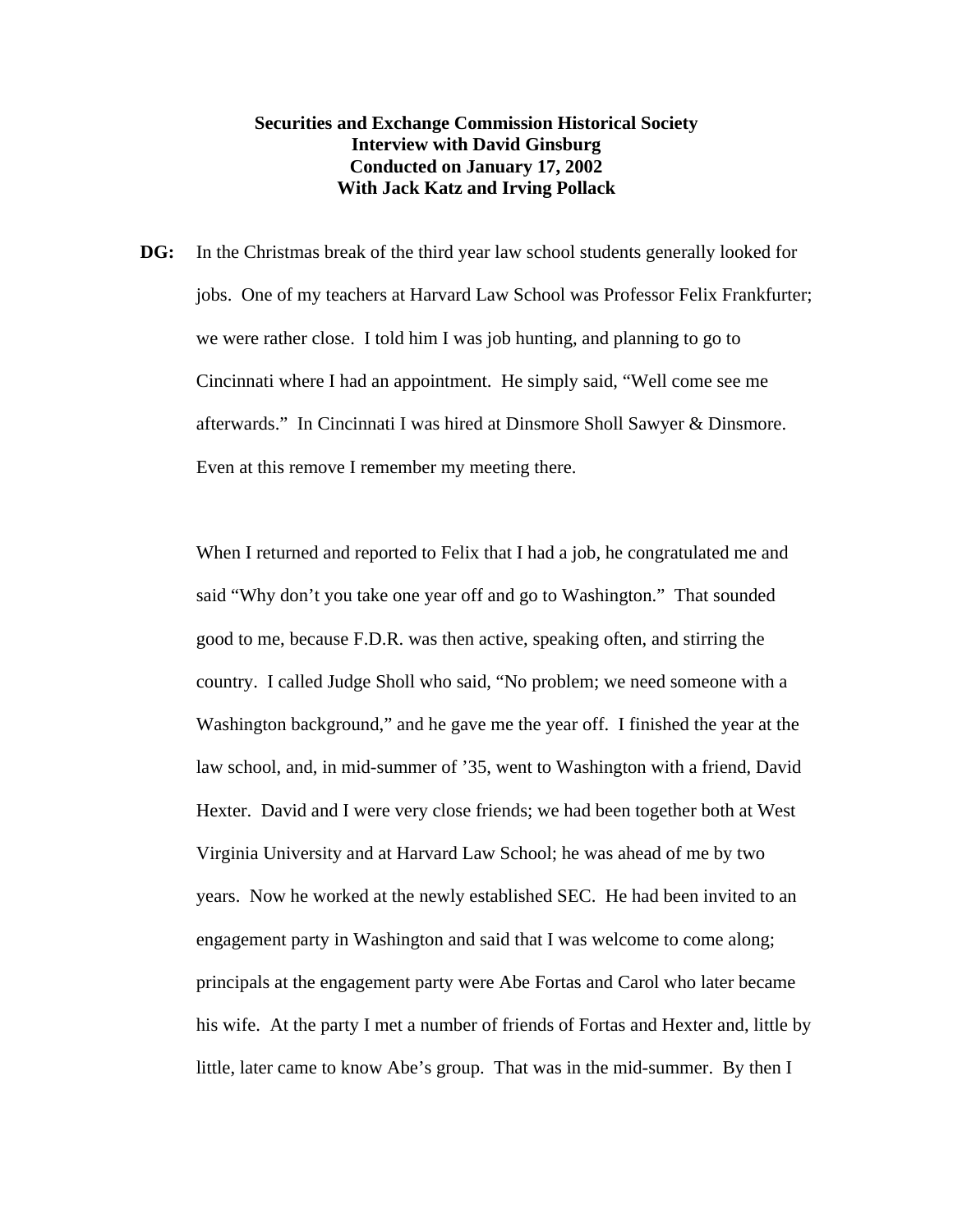**Securities and Exchange Commission Historical Society**
**Interview with David Ginsburg**
**Conducted on January 17, 2002**
**With Jack Katz and Irving Pollack**

**DG:** In the Christmas break of the third year law school students generally looked for jobs. One of my teachers at Harvard Law School was Professor Felix Frankfurter; we were rather close. I told him I was job hunting, and planning to go to Cincinnati where I had an appointment. He simply said, "Well come see me afterwards." In Cincinnati I was hired at Dinsmore Sholl Sawyer & Dinsmore. Even at this remove I remember my meeting there.

When I returned and reported to Felix that I had a job, he congratulated me and said "Why don't you take one year off and go to Washington." That sounded good to me, because F.D.R. was then active, speaking often, and stirring the country. I called Judge Sholl who said, "No problem; we need someone with a Washington background," and he gave me the year off. I finished the year at the law school, and, in mid-summer of '35, went to Washington with a friend, David Hexter. David and I were very close friends; we had been together both at West Virginia University and at Harvard Law School; he was ahead of me by two years. Now he worked at the newly established SEC. He had been invited to an engagement party in Washington and said that I was welcome to come along; principals at the engagement party were Abe Fortas and Carol who later became his wife. At the party I met a number of friends of Fortas and Hexter and, little by little, later came to know Abe's group. That was in the mid-summer. By then I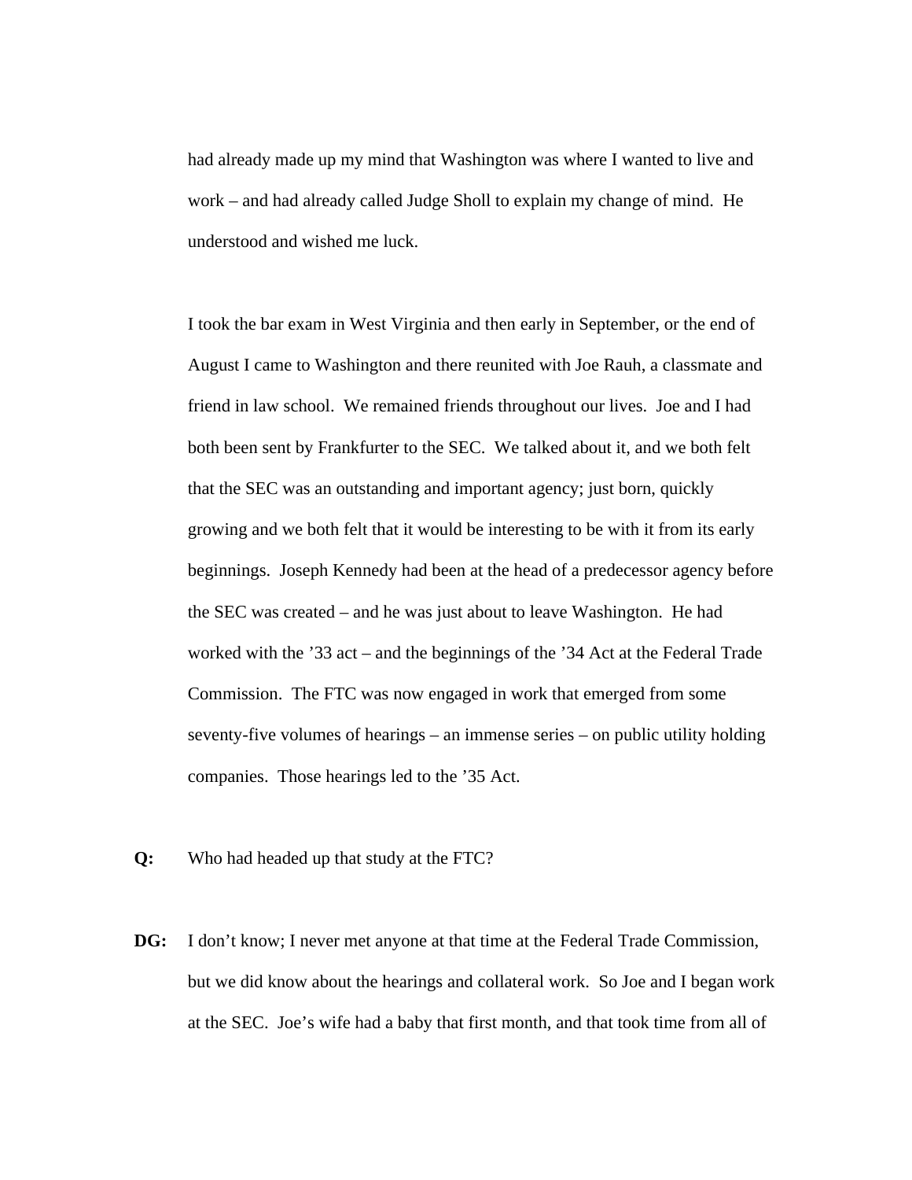had already made up my mind that Washington was where I wanted to live and work – and had already called Judge Sholl to explain my change of mind. He understood and wished me luck.

I took the bar exam in West Virginia and then early in September, or the end of August I came to Washington and there reunited with Joe Rauh, a classmate and friend in law school. We remained friends throughout our lives. Joe and I had both been sent by Frankfurter to the SEC. We talked about it, and we both felt that the SEC was an outstanding and important agency; just born, quickly growing and we both felt that it would be interesting to be with it from its early beginnings. Joseph Kennedy had been at the head of a predecessor agency before the SEC was created – and he was just about to leave Washington. He had worked with the '33 act – and the beginnings of the '34 Act at the Federal Trade Commission. The FTC was now engaged in work that emerged from some seventy-five volumes of hearings – an immense series – on public utility holding companies. Those hearings led to the '35 Act.

**Q:** Who had headed up that study at the FTC?

**DG:** I don't know; I never met anyone at that time at the Federal Trade Commission, but we did know about the hearings and collateral work. So Joe and I began work at the SEC. Joe's wife had a baby that first month, and that took time from all of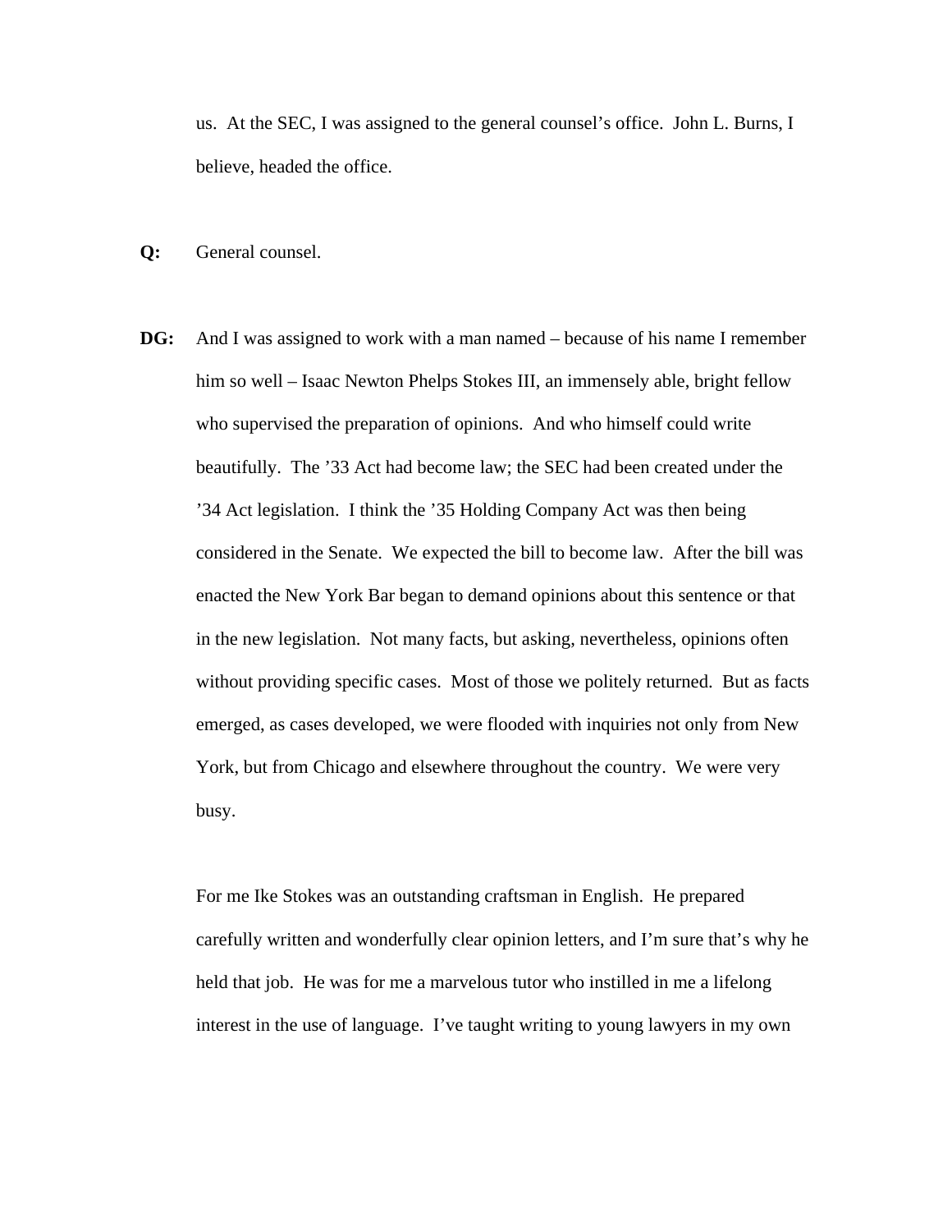us. At the SEC, I was assigned to the general counsel's office. John L. Burns, I believe, headed the office.

**Q:** General counsel.

**DG:** And I was assigned to work with a man named – because of his name I remember him so well – Isaac Newton Phelps Stokes III, an immensely able, bright fellow who supervised the preparation of opinions. And who himself could write beautifully. The '33 Act had become law; the SEC had been created under the '34 Act legislation. I think the '35 Holding Company Act was then being considered in the Senate. We expected the bill to become law. After the bill was enacted the New York Bar began to demand opinions about this sentence or that in the new legislation. Not many facts, but asking, nevertheless, opinions often without providing specific cases. Most of those we politely returned. But as facts emerged, as cases developed, we were flooded with inquiries not only from New York, but from Chicago and elsewhere throughout the country. We were very busy.

For me Ike Stokes was an outstanding craftsman in English. He prepared carefully written and wonderfully clear opinion letters, and I'm sure that's why he held that job. He was for me a marvelous tutor who instilled in me a lifelong interest in the use of language. I've taught writing to young lawyers in my own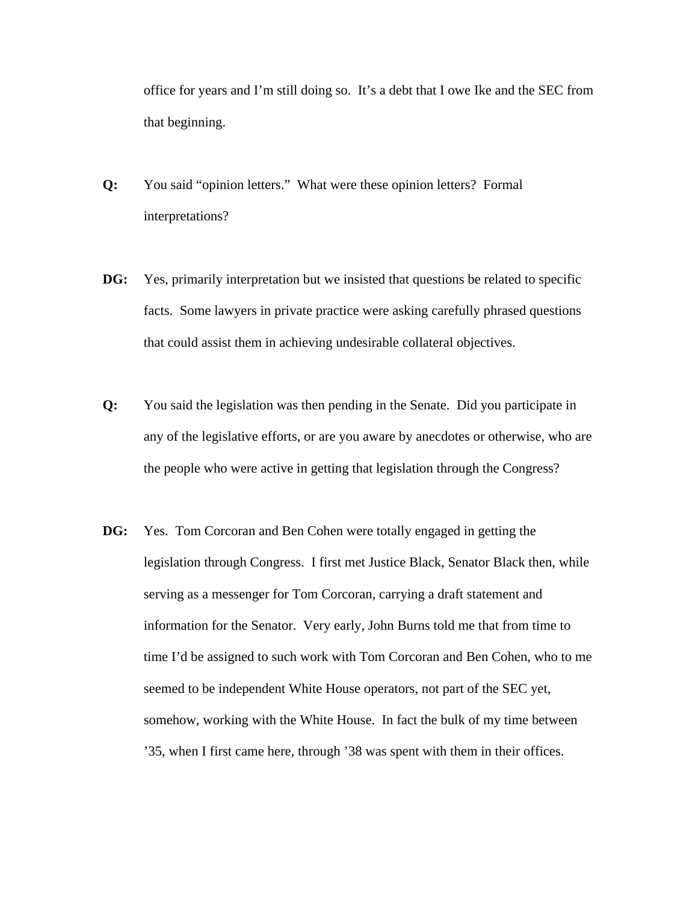office for years and I'm still doing so. It's a debt that I owe Ike and the SEC from that beginning.

**Q:** You said "opinion letters." What were these opinion letters? Formal interpretations?

**DG:** Yes, primarily interpretation but we insisted that questions be related to specific facts. Some lawyers in private practice were asking carefully phrased questions that could assist them in achieving undesirable collateral objectives.

**Q:** You said the legislation was then pending in the Senate. Did you participate in any of the legislative efforts, or are you aware by anecdotes or otherwise, who are the people who were active in getting that legislation through the Congress?

**DG:** Yes. Tom Corcoran and Ben Cohen were totally engaged in getting the legislation through Congress. I first met Justice Black, Senator Black then, while serving as a messenger for Tom Corcoran, carrying a draft statement and information for the Senator. Very early, John Burns told me that from time to time I'd be assigned to such work with Tom Corcoran and Ben Cohen, who to me seemed to be independent White House operators, not part of the SEC yet, somehow, working with the White House. In fact the bulk of my time between '35, when I first came here, through '38 was spent with them in their offices.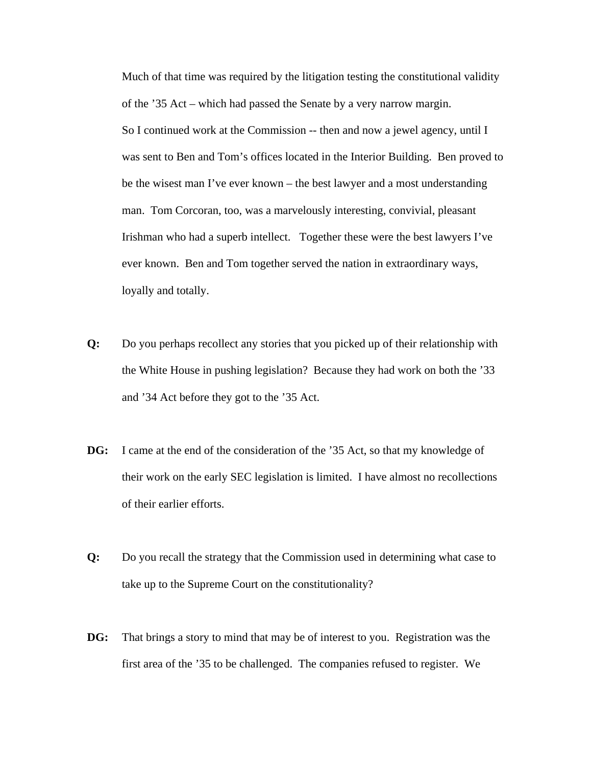Much of that time was required by the litigation testing the constitutional validity of the ’35 Act – which had passed the Senate by a very narrow margin. So I continued work at the Commission -- then and now a jewel agency, until I was sent to Ben and Tom’s offices located in the Interior Building. Ben proved to be the wisest man I’ve ever known – the best lawyer and a most understanding man. Tom Corcoran, too, was a marvelously interesting, convivial, pleasant Irishman who had a superb intellect. Together these were the best lawyers I’ve ever known. Ben and Tom together served the nation in extraordinary ways, loyally and totally.

**Q:** Do you perhaps recollect any stories that you picked up of their relationship with the White House in pushing legislation? Because they had work on both the ’33 and ’34 Act before they got to the ’35 Act.

**DG:** I came at the end of the consideration of the ’35 Act, so that my knowledge of their work on the early SEC legislation is limited. I have almost no recollections of their earlier efforts.

**Q:** Do you recall the strategy that the Commission used in determining what case to take up to the Supreme Court on the constitutionality?

**DG:** That brings a story to mind that may be of interest to you. Registration was the first area of the ’35 to be challenged. The companies refused to register. We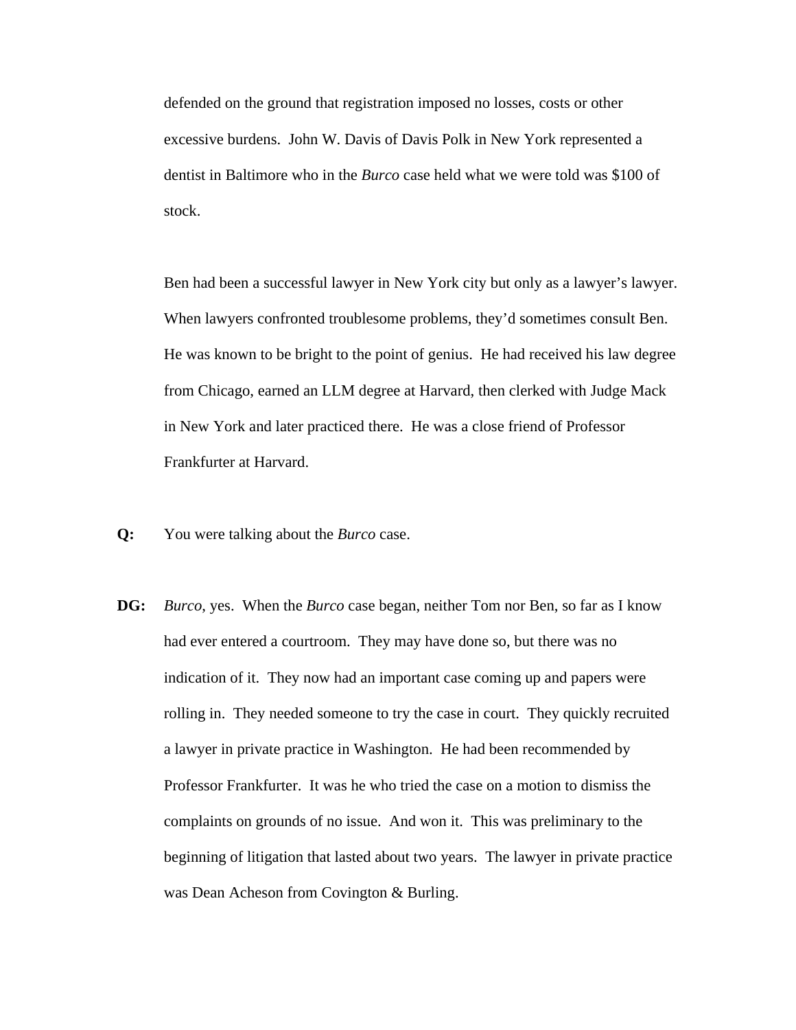defended on the ground that registration imposed no losses, costs or other excessive burdens. John W. Davis of Davis Polk in New York represented a dentist in Baltimore who in the *Burco* case held what we were told was $100 of stock.

Ben had been a successful lawyer in New York city but only as a lawyer's lawyer. When lawyers confronted troublesome problems, they'd sometimes consult Ben. He was known to be bright to the point of genius. He had received his law degree from Chicago, earned an LLM degree at Harvard, then clerked with Judge Mack in New York and later practiced there. He was a close friend of Professor Frankfurter at Harvard.

**Q:** You were talking about the *Burco* case.

**DG:** *Burco*, yes. When the *Burco* case began, neither Tom nor Ben, so far as I know had ever entered a courtroom. They may have done so, but there was no indication of it. They now had an important case coming up and papers were rolling in. They needed someone to try the case in court. They quickly recruited a lawyer in private practice in Washington. He had been recommended by Professor Frankfurter. It was he who tried the case on a motion to dismiss the complaints on grounds of no issue. And won it. This was preliminary to the beginning of litigation that lasted about two years. The lawyer in private practice was Dean Acheson from Covington & Burling.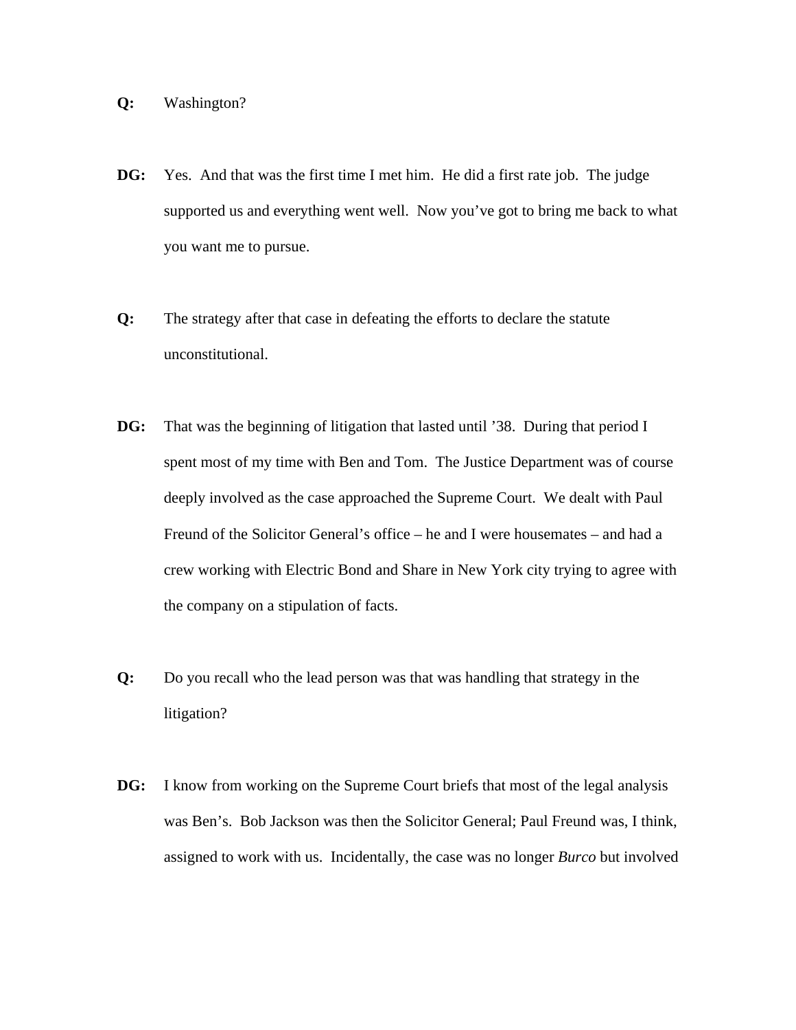**Q:** Washington?

**DG:** Yes. And that was the first time I met him. He did a first rate job. The judge supported us and everything went well. Now you've got to bring me back to what you want me to pursue.

**Q:** The strategy after that case in defeating the efforts to declare the statute unconstitutional.

**DG:** That was the beginning of litigation that lasted until '38. During that period I spent most of my time with Ben and Tom. The Justice Department was of course deeply involved as the case approached the Supreme Court. We dealt with Paul Freund of the Solicitor General's office – he and I were housemates – and had a crew working with Electric Bond and Share in New York city trying to agree with the company on a stipulation of facts.

**Q:** Do you recall who the lead person was that was handling that strategy in the litigation?

**DG:** I know from working on the Supreme Court briefs that most of the legal analysis was Ben's. Bob Jackson was then the Solicitor General; Paul Freund was, I think, assigned to work with us. Incidentally, the case was no longer *Burco* but involved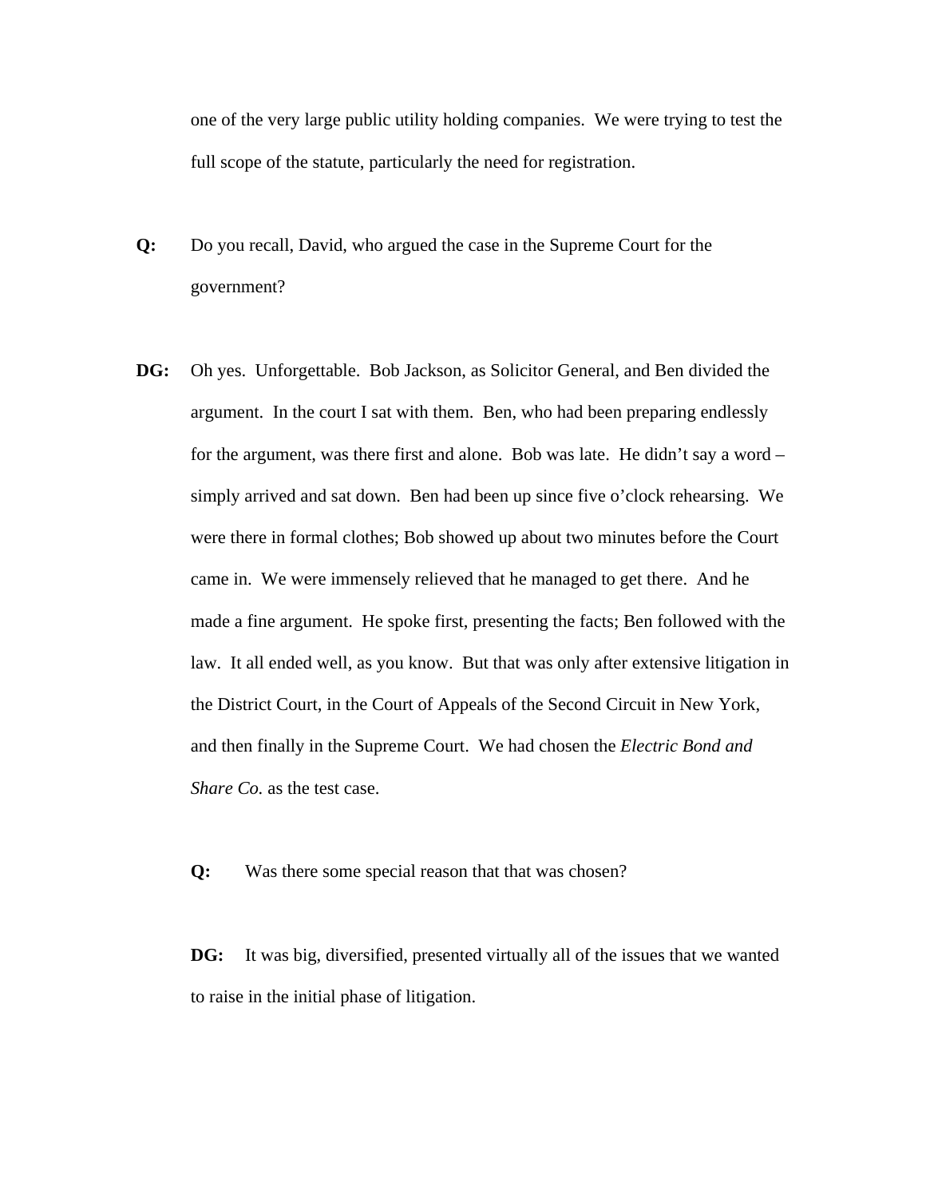one of the very large public utility holding companies. We were trying to test the full scope of the statute, particularly the need for registration.

**Q:** Do you recall, David, who argued the case in the Supreme Court for the government?

**DG:** Oh yes. Unforgettable. Bob Jackson, as Solicitor General, and Ben divided the argument. In the court I sat with them. Ben, who had been preparing endlessly for the argument, was there first and alone. Bob was late. He didn't say a word – simply arrived and sat down. Ben had been up since five o'clock rehearsing. We were there in formal clothes; Bob showed up about two minutes before the Court came in. We were immensely relieved that he managed to get there. And he made a fine argument. He spoke first, presenting the facts; Ben followed with the law. It all ended well, as you know. But that was only after extensive litigation in the District Court, in the Court of Appeals of the Second Circuit in New York, and then finally in the Supreme Court. We had chosen the *Electric Bond and Share Co.* as the test case.

**Q:** Was there some special reason that that was chosen?

**DG:** It was big, diversified, presented virtually all of the issues that we wanted to raise in the initial phase of litigation.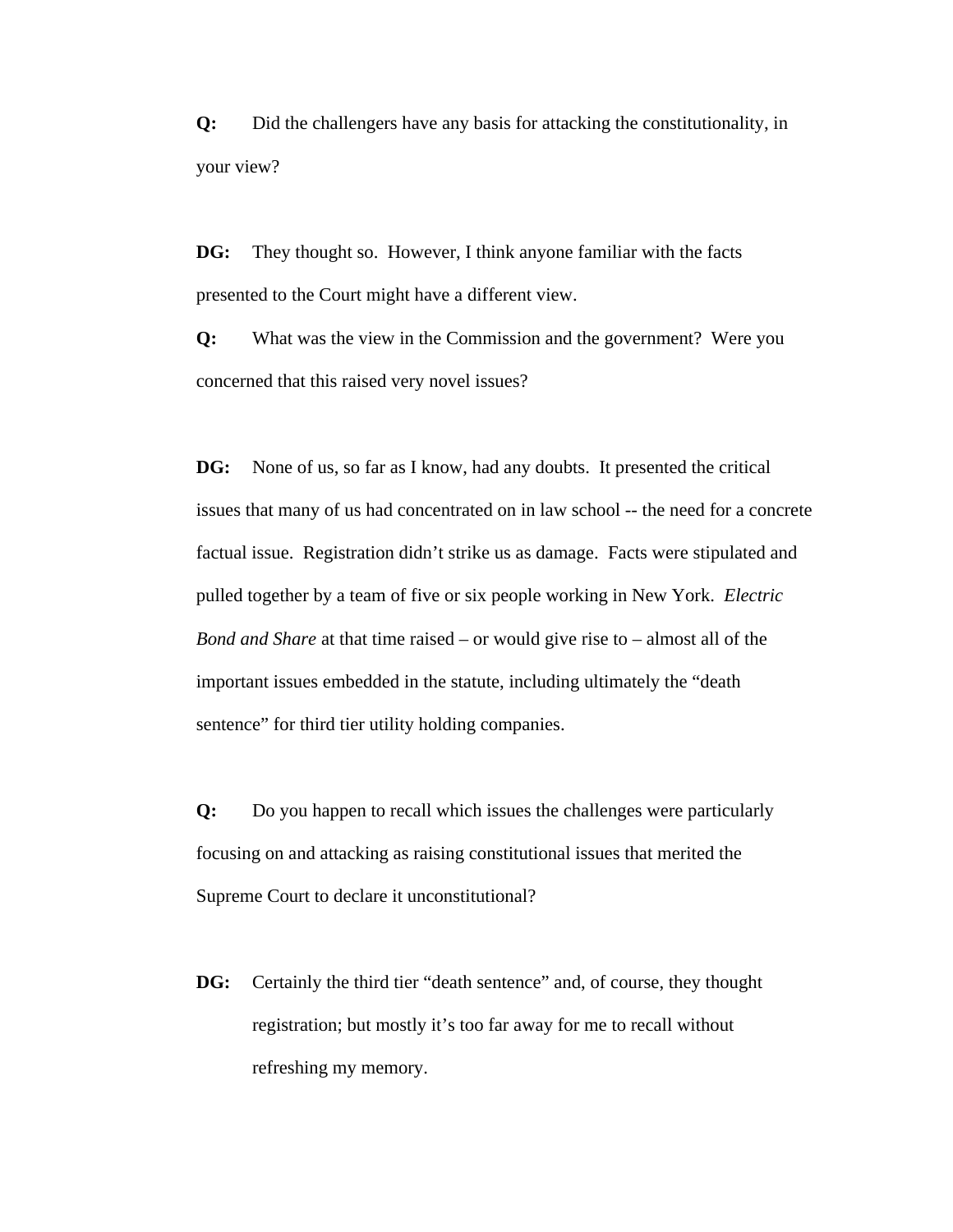**Q:** Did the challengers have any basis for attacking the constitutionality, in your view?

**DG:** They thought so. However, I think anyone familiar with the facts presented to the Court might have a different view.

**Q:** What was the view in the Commission and the government? Were you concerned that this raised very novel issues?

**DG:** None of us, so far as I know, had any doubts. It presented the critical issues that many of us had concentrated on in law school -- the need for a concrete factual issue. Registration didn't strike us as damage. Facts were stipulated and pulled together by a team of five or six people working in New York. *Electric Bond and Share* at that time raised – or would give rise to – almost all of the important issues embedded in the statute, including ultimately the "death sentence" for third tier utility holding companies.

**Q:** Do you happen to recall which issues the challenges were particularly focusing on and attacking as raising constitutional issues that merited the Supreme Court to declare it unconstitutional?

**DG:** Certainly the third tier "death sentence" and, of course, they thought registration; but mostly it's too far away for me to recall without refreshing my memory.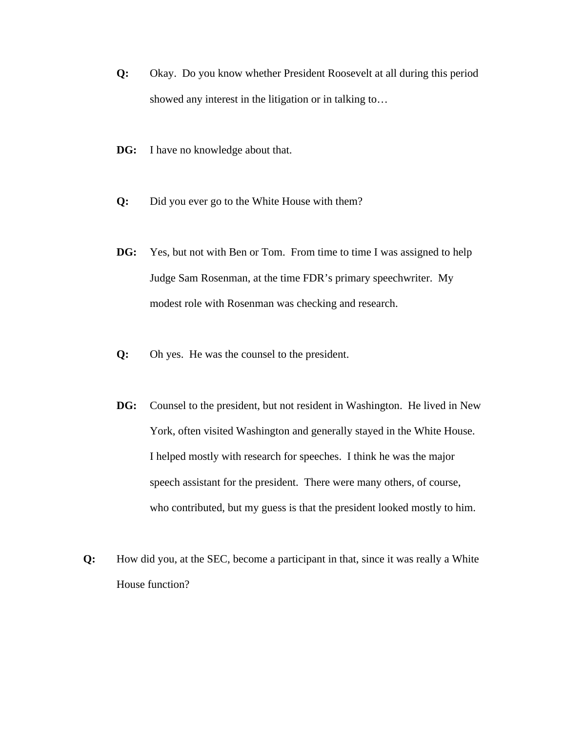**Q:** Okay. Do you know whether President Roosevelt at all during this period showed any interest in the litigation or in talking to…

**DG:** I have no knowledge about that.

**Q:** Did you ever go to the White House with them?

**DG:** Yes, but not with Ben or Tom. From time to time I was assigned to help Judge Sam Rosenman, at the time FDR's primary speechwriter. My modest role with Rosenman was checking and research.

**Q:** Oh yes. He was the counsel to the president.

**DG:** Counsel to the president, but not resident in Washington. He lived in New York, often visited Washington and generally stayed in the White House. I helped mostly with research for speeches. I think he was the major speech assistant for the president. There were many others, of course, who contributed, but my guess is that the president looked mostly to him.

**Q:** How did you, at the SEC, become a participant in that, since it was really a White House function?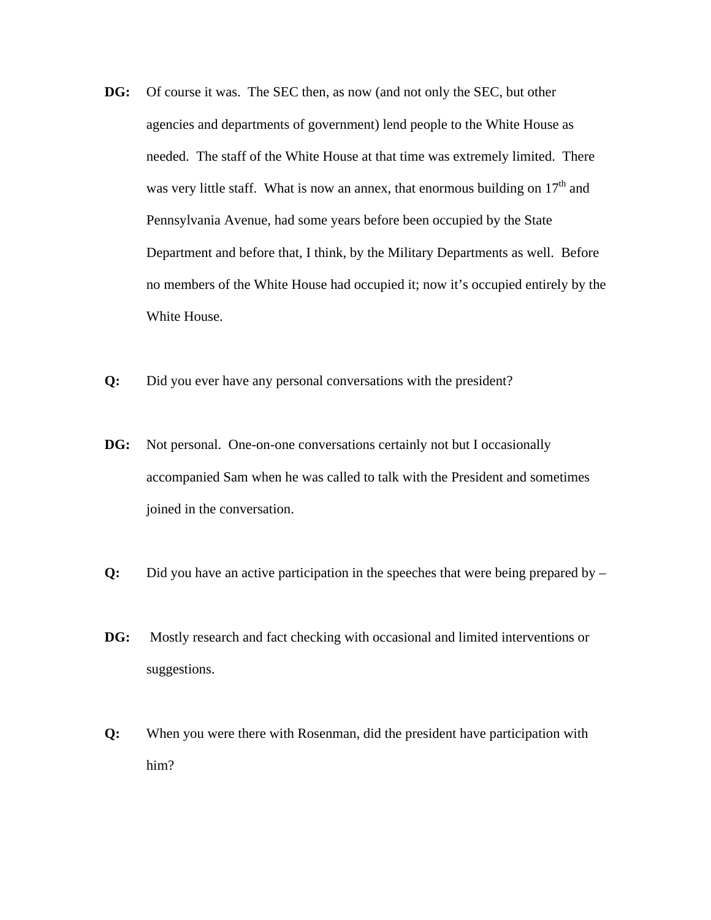**DG:** Of course it was. The SEC then, as now (and not only the SEC, but other agencies and departments of government) lend people to the White House as needed. The staff of the White House at that time was extremely limited. There was very little staff. What is now an annex, that enormous building on 17th and Pennsylvania Avenue, had some years before been occupied by the State Department and before that, I think, by the Military Departments as well. Before no members of the White House had occupied it; now it's occupied entirely by the White House.

**Q:** Did you ever have any personal conversations with the president?

**DG:** Not personal. One-on-one conversations certainly not but I occasionally accompanied Sam when he was called to talk with the President and sometimes joined in the conversation.

**Q:** Did you have an active participation in the speeches that were being prepared by –

**DG:** Mostly research and fact checking with occasional and limited interventions or suggestions.

**Q:** When you were there with Rosenman, did the president have participation with him?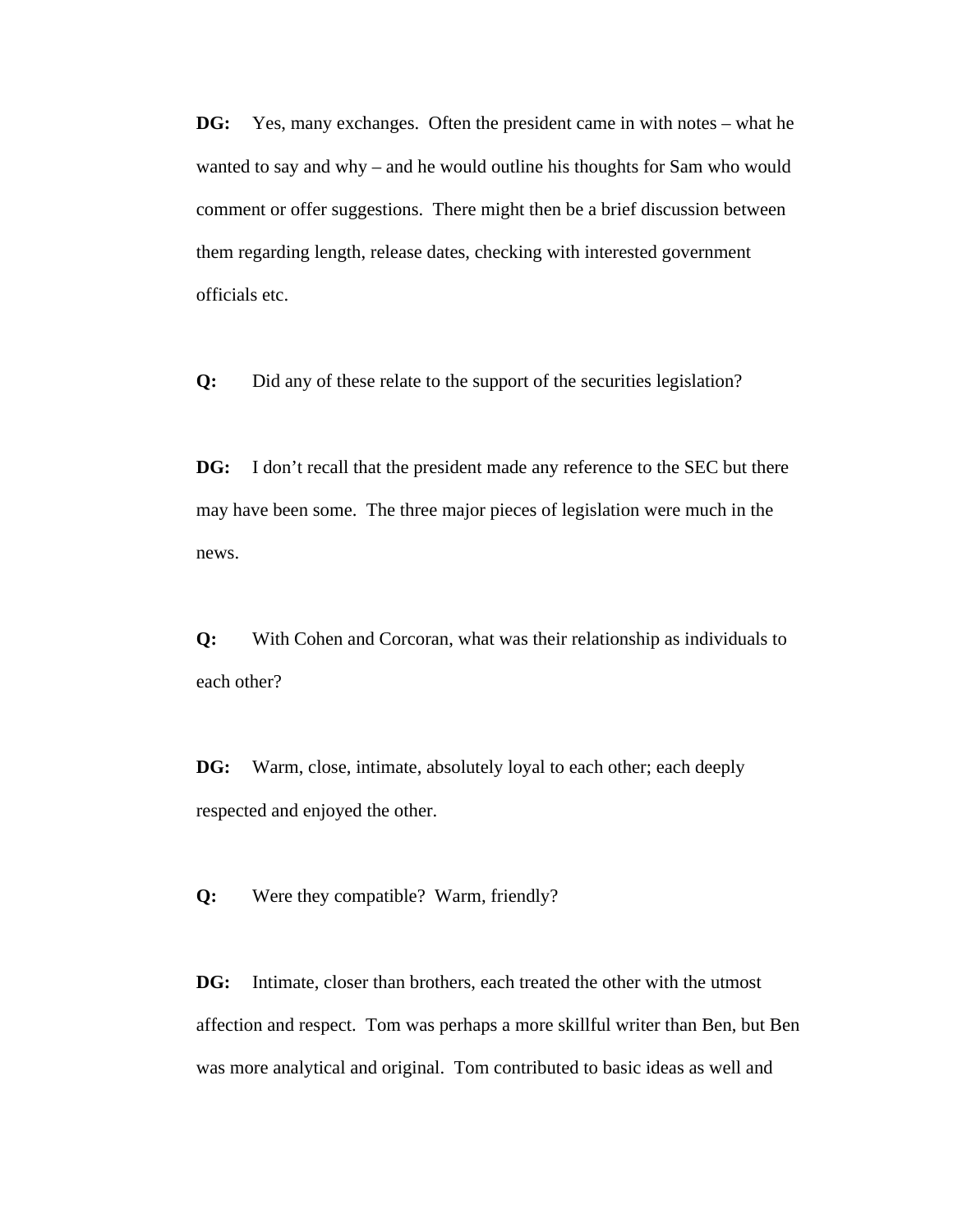**DG:** Yes, many exchanges. Often the president came in with notes – what he wanted to say and why – and he would outline his thoughts for Sam who would comment or offer suggestions. There might then be a brief discussion between them regarding length, release dates, checking with interested government officials etc.

**Q:** Did any of these relate to the support of the securities legislation?

**DG:** I don't recall that the president made any reference to the SEC but there may have been some. The three major pieces of legislation were much in the news.

**Q:** With Cohen and Corcoran, what was their relationship as individuals to each other?

**DG:** Warm, close, intimate, absolutely loyal to each other; each deeply respected and enjoyed the other.

**Q:** Were they compatible? Warm, friendly?

**DG:** Intimate, closer than brothers, each treated the other with the utmost affection and respect. Tom was perhaps a more skillful writer than Ben, but Ben was more analytical and original. Tom contributed to basic ideas as well and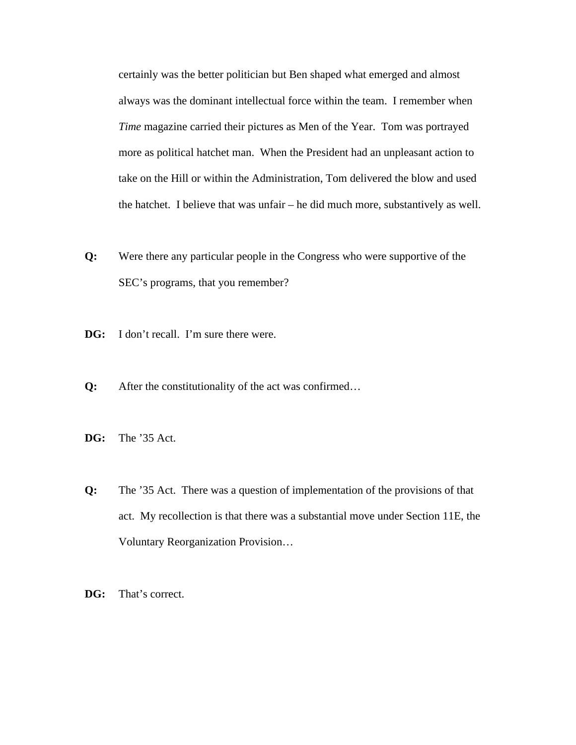certainly was the better politician but Ben shaped what emerged and almost always was the dominant intellectual force within the team. I remember when *Time* magazine carried their pictures as Men of the Year. Tom was portrayed more as political hatchet man. When the President had an unpleasant action to take on the Hill or within the Administration, Tom delivered the blow and used the hatchet. I believe that was unfair – he did much more, substantively as well.

**Q:** Were there any particular people in the Congress who were supportive of the SEC's programs, that you remember?

**DG:** I don't recall. I'm sure there were.

**Q:** After the constitutionality of the act was confirmed…

**DG:** The '35 Act.

**Q:** The '35 Act. There was a question of implementation of the provisions of that act. My recollection is that there was a substantial move under Section 11E, the Voluntary Reorganization Provision…

**DG:** That's correct.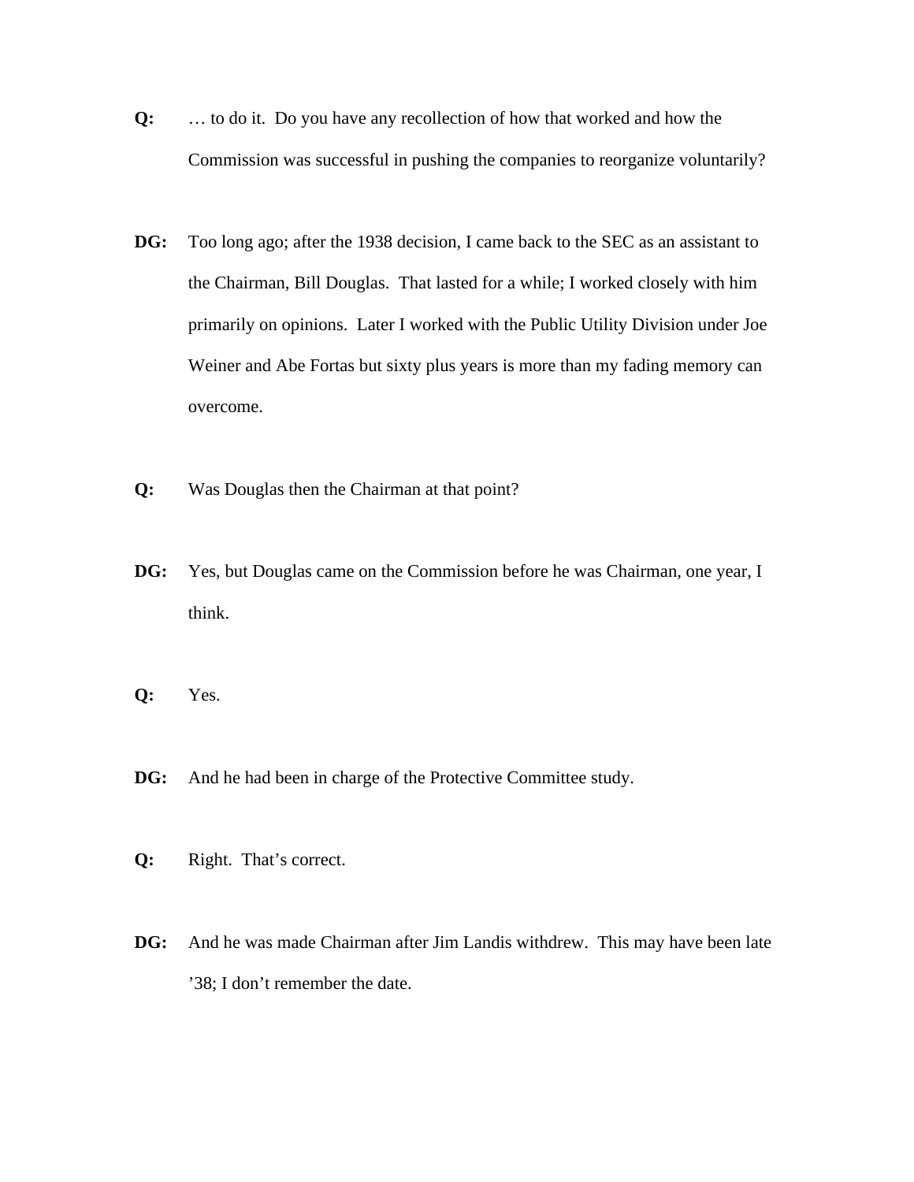**Q:** … to do it. Do you have any recollection of how that worked and how the Commission was successful in pushing the companies to reorganize voluntarily?

**DG:** Too long ago; after the 1938 decision, I came back to the SEC as an assistant to the Chairman, Bill Douglas. That lasted for a while; I worked closely with him primarily on opinions. Later I worked with the Public Utility Division under Joe Weiner and Abe Fortas but sixty plus years is more than my fading memory can overcome.

**Q:** Was Douglas then the Chairman at that point?

**DG:** Yes, but Douglas came on the Commission before he was Chairman, one year, I think.

**Q:** Yes.

**DG:** And he had been in charge of the Protective Committee study.

**Q:** Right. That's correct.

**DG:** And he was made Chairman after Jim Landis withdrew. This may have been late '38; I don't remember the date.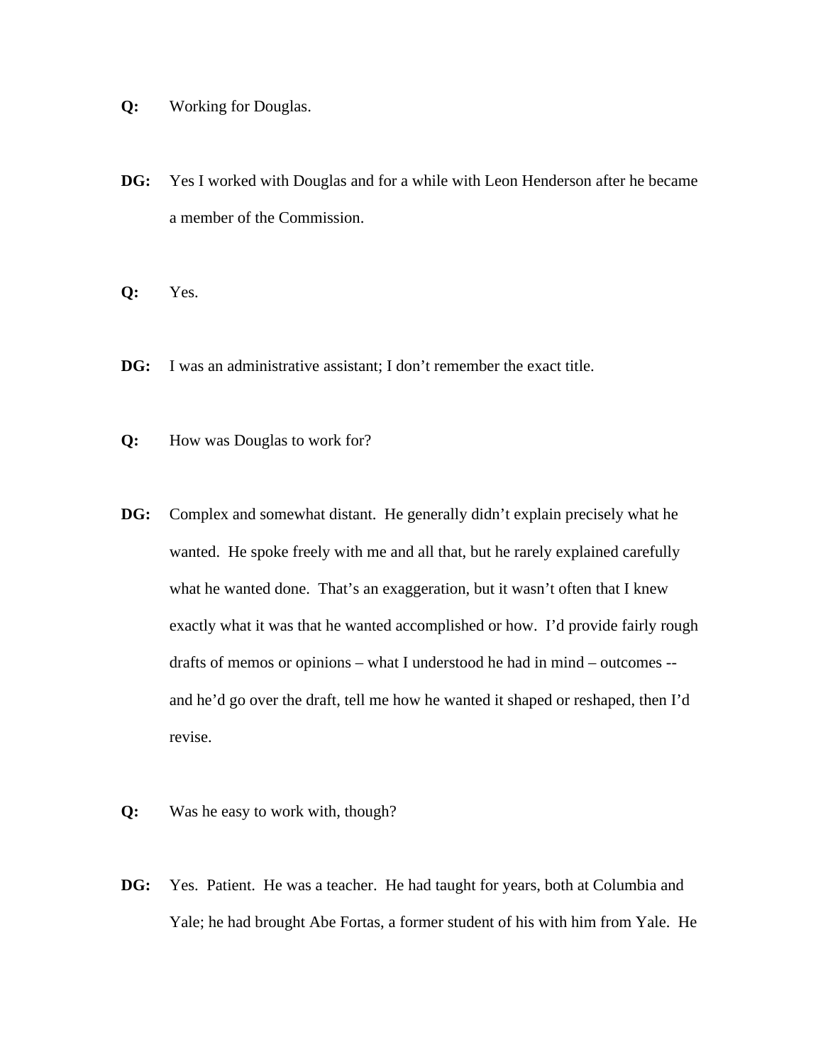**Q:** Working for Douglas.

**DG:** Yes I worked with Douglas and for a while with Leon Henderson after he became a member of the Commission.

**Q:** Yes.

**DG:** I was an administrative assistant; I don't remember the exact title.

**Q:** How was Douglas to work for?

**DG:** Complex and somewhat distant. He generally didn't explain precisely what he wanted. He spoke freely with me and all that, but he rarely explained carefully what he wanted done. That's an exaggeration, but it wasn't often that I knew exactly what it was that he wanted accomplished or how. I'd provide fairly rough drafts of memos or opinions – what I understood he had in mind – outcomes -- and he'd go over the draft, tell me how he wanted it shaped or reshaped, then I'd revise.

**Q:** Was he easy to work with, though?

**DG:** Yes. Patient. He was a teacher. He had taught for years, both at Columbia and Yale; he had brought Abe Fortas, a former student of his with him from Yale. He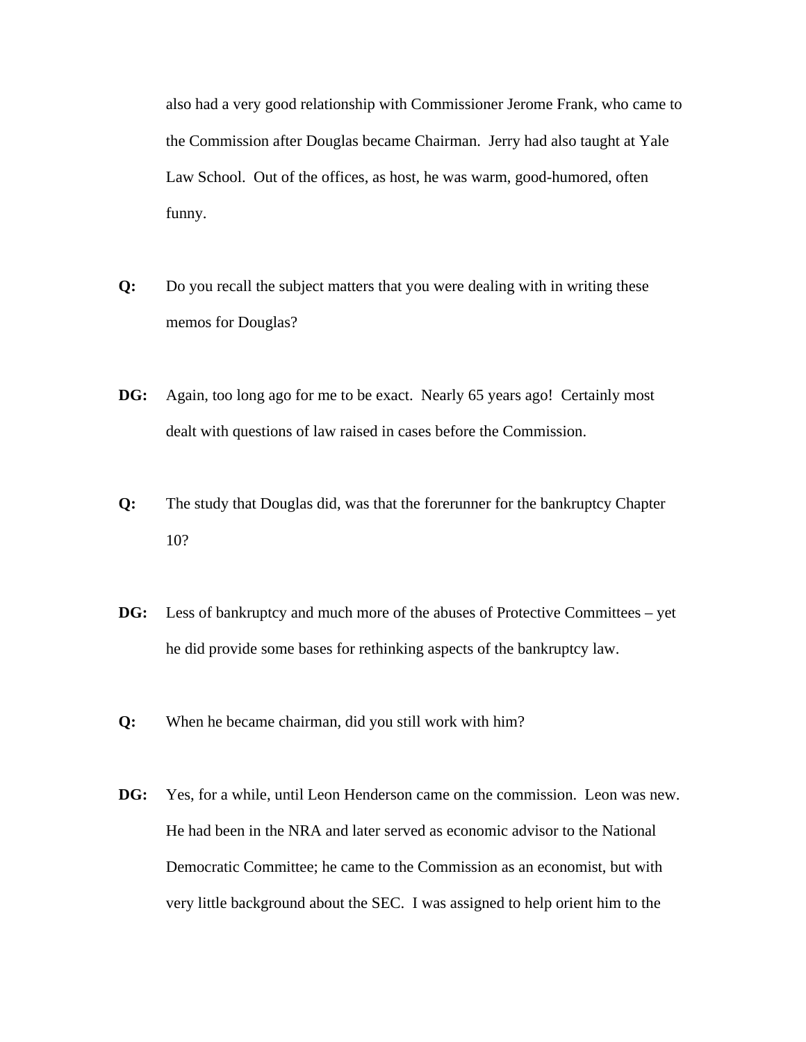also had a very good relationship with Commissioner Jerome Frank, who came to the Commission after Douglas became Chairman. Jerry had also taught at Yale Law School. Out of the offices, as host, he was warm, good-humored, often funny.

**Q:** Do you recall the subject matters that you were dealing with in writing these memos for Douglas?

**DG:** Again, too long ago for me to be exact. Nearly 65 years ago! Certainly most dealt with questions of law raised in cases before the Commission.

**Q:** The study that Douglas did, was that the forerunner for the bankruptcy Chapter 10?

**DG:** Less of bankruptcy and much more of the abuses of Protective Committees – yet he did provide some bases for rethinking aspects of the bankruptcy law.

**Q:** When he became chairman, did you still work with him?

**DG:** Yes, for a while, until Leon Henderson came on the commission. Leon was new. He had been in the NRA and later served as economic advisor to the National Democratic Committee; he came to the Commission as an economist, but with very little background about the SEC. I was assigned to help orient him to the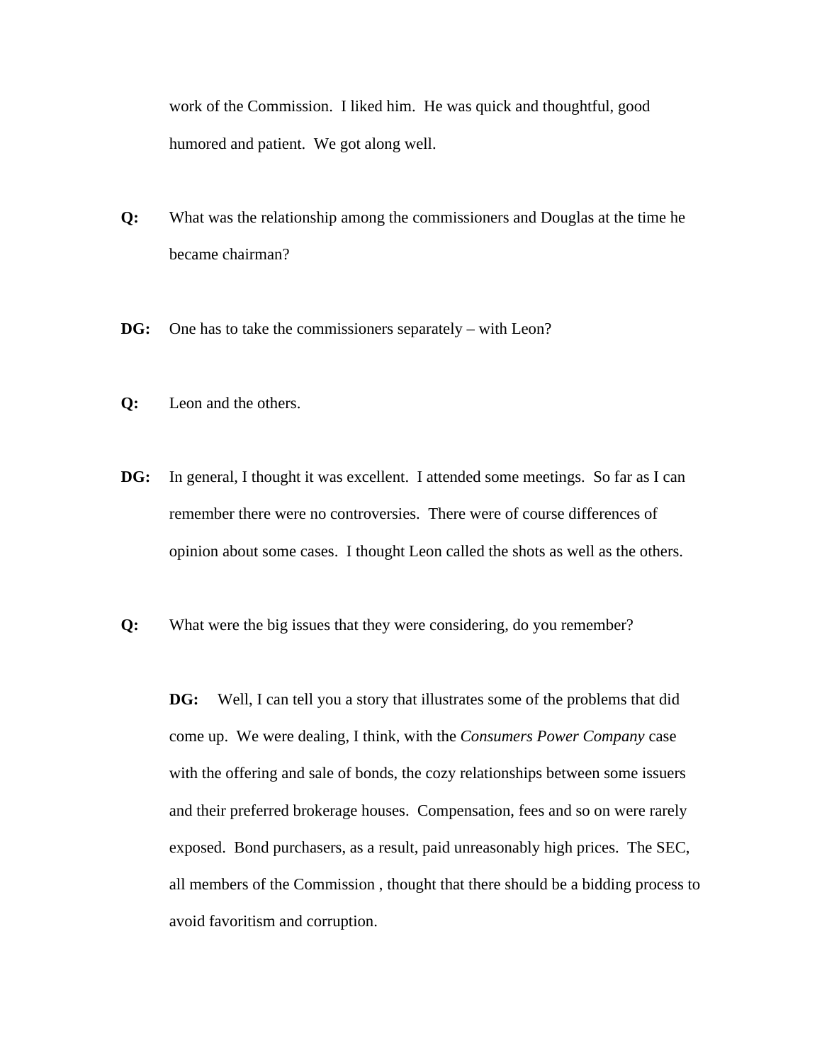work of the Commission. I liked him. He was quick and thoughtful, good humored and patient. We got along well.

**Q:** What was the relationship among the commissioners and Douglas at the time he became chairman?

**DG:** One has to take the commissioners separately – with Leon?

**Q:** Leon and the others.

**DG:** In general, I thought it was excellent. I attended some meetings. So far as I can remember there were no controversies. There were of course differences of opinion about some cases. I thought Leon called the shots as well as the others.

**Q:** What were the big issues that they were considering, do you remember?

**DG:** Well, I can tell you a story that illustrates some of the problems that did come up. We were dealing, I think, with the *Consumers Power Company* case with the offering and sale of bonds, the cozy relationships between some issuers and their preferred brokerage houses. Compensation, fees and so on were rarely exposed. Bond purchasers, as a result, paid unreasonably high prices. The SEC, all members of the Commission , thought that there should be a bidding process to avoid favoritism and corruption.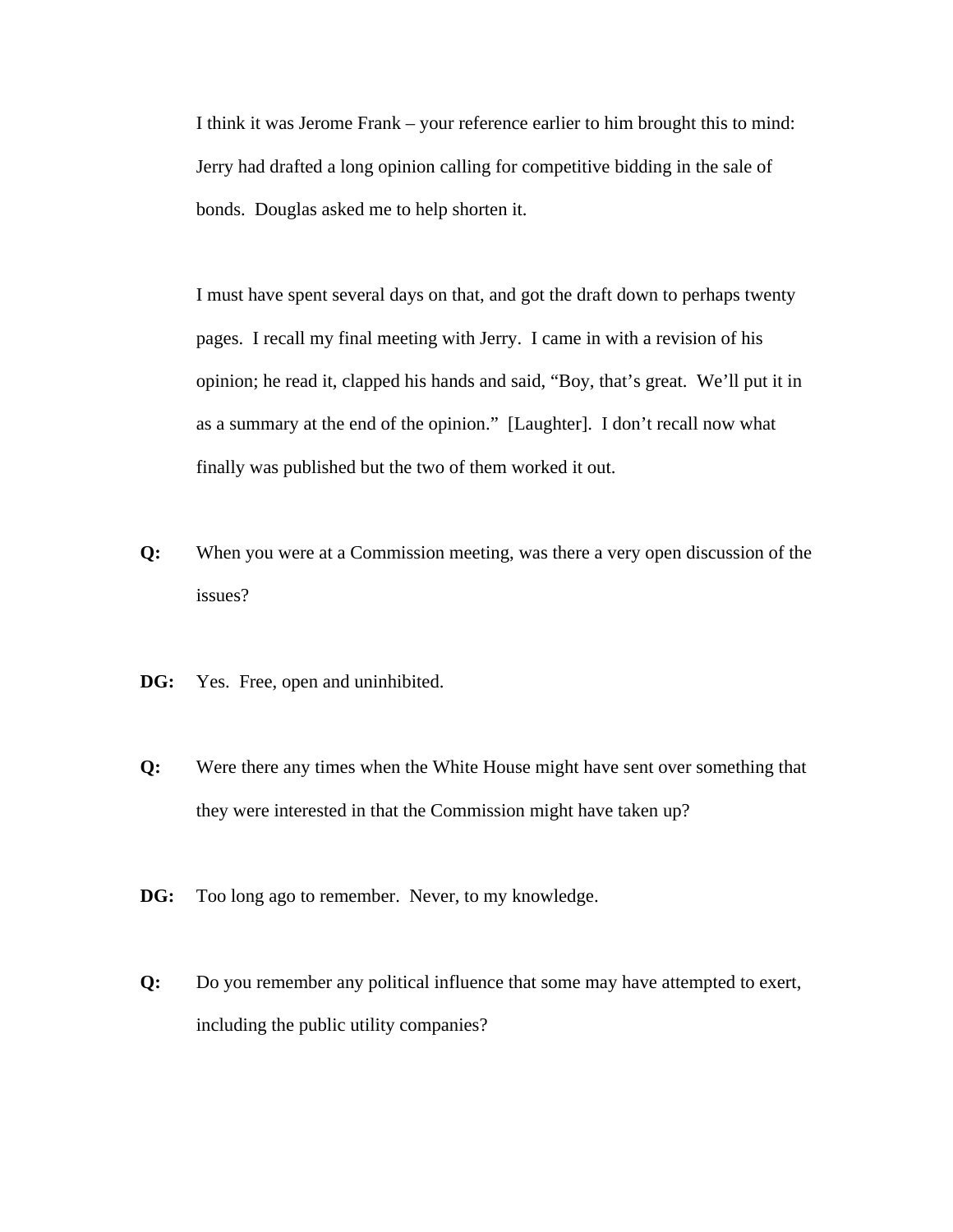I think it was Jerome Frank – your reference earlier to him brought this to mind: Jerry had drafted a long opinion calling for competitive bidding in the sale of bonds. Douglas asked me to help shorten it.

I must have spent several days on that, and got the draft down to perhaps twenty pages. I recall my final meeting with Jerry. I came in with a revision of his opinion; he read it, clapped his hands and said, "Boy, that's great. We'll put it in as a summary at the end of the opinion." [Laughter]. I don't recall now what finally was published but the two of them worked it out.

**Q:** When you were at a Commission meeting, was there a very open discussion of the issues?

**DG:** Yes. Free, open and uninhibited.

**Q:** Were there any times when the White House might have sent over something that they were interested in that the Commission might have taken up?

**DG:** Too long ago to remember. Never, to my knowledge.

**Q:** Do you remember any political influence that some may have attempted to exert, including the public utility companies?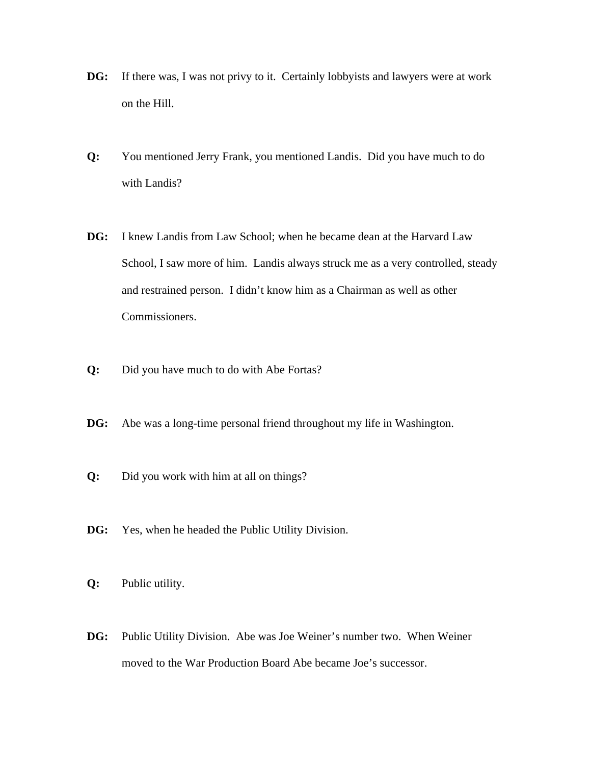**DG:** If there was, I was not privy to it. Certainly lobbyists and lawyers were at work on the Hill.

**Q:** You mentioned Jerry Frank, you mentioned Landis. Did you have much to do with Landis?

**DG:** I knew Landis from Law School; when he became dean at the Harvard Law School, I saw more of him. Landis always struck me as a very controlled, steady and restrained person. I didn't know him as a Chairman as well as other Commissioners.

**Q:** Did you have much to do with Abe Fortas?

**DG:** Abe was a long-time personal friend throughout my life in Washington.

**Q:** Did you work with him at all on things?

**DG:** Yes, when he headed the Public Utility Division.

**Q:** Public utility.

**DG:** Public Utility Division. Abe was Joe Weiner's number two. When Weiner moved to the War Production Board Abe became Joe's successor.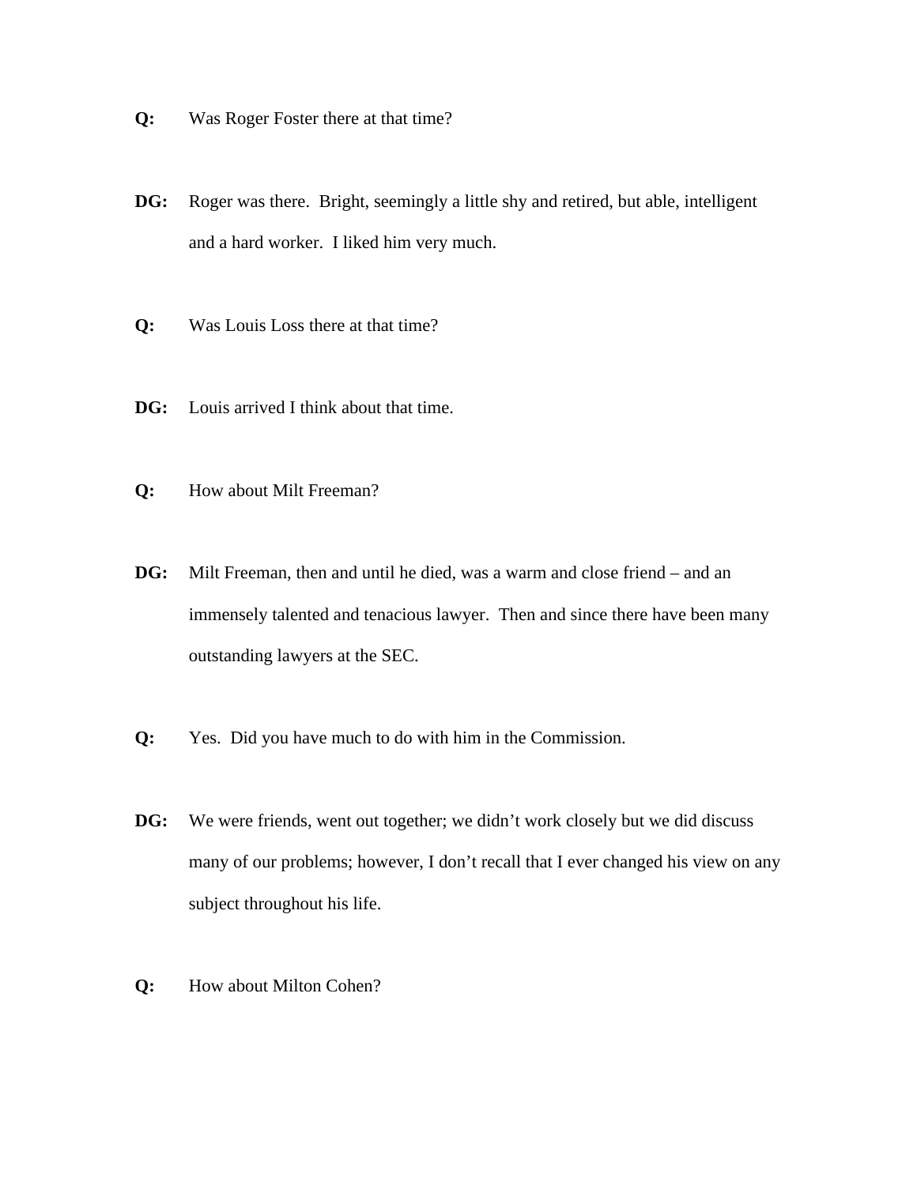**Q:** Was Roger Foster there at that time?

**DG:** Roger was there. Bright, seemingly a little shy and retired, but able, intelligent and a hard worker. I liked him very much.

**Q:** Was Louis Loss there at that time?

**DG:** Louis arrived I think about that time.

**Q:** How about Milt Freeman?

**DG:** Milt Freeman, then and until he died, was a warm and close friend – and an immensely talented and tenacious lawyer. Then and since there have been many outstanding lawyers at the SEC.

**Q:** Yes. Did you have much to do with him in the Commission.

**DG:** We were friends, went out together; we didn't work closely but we did discuss many of our problems; however, I don't recall that I ever changed his view on any subject throughout his life.

**Q:** How about Milton Cohen?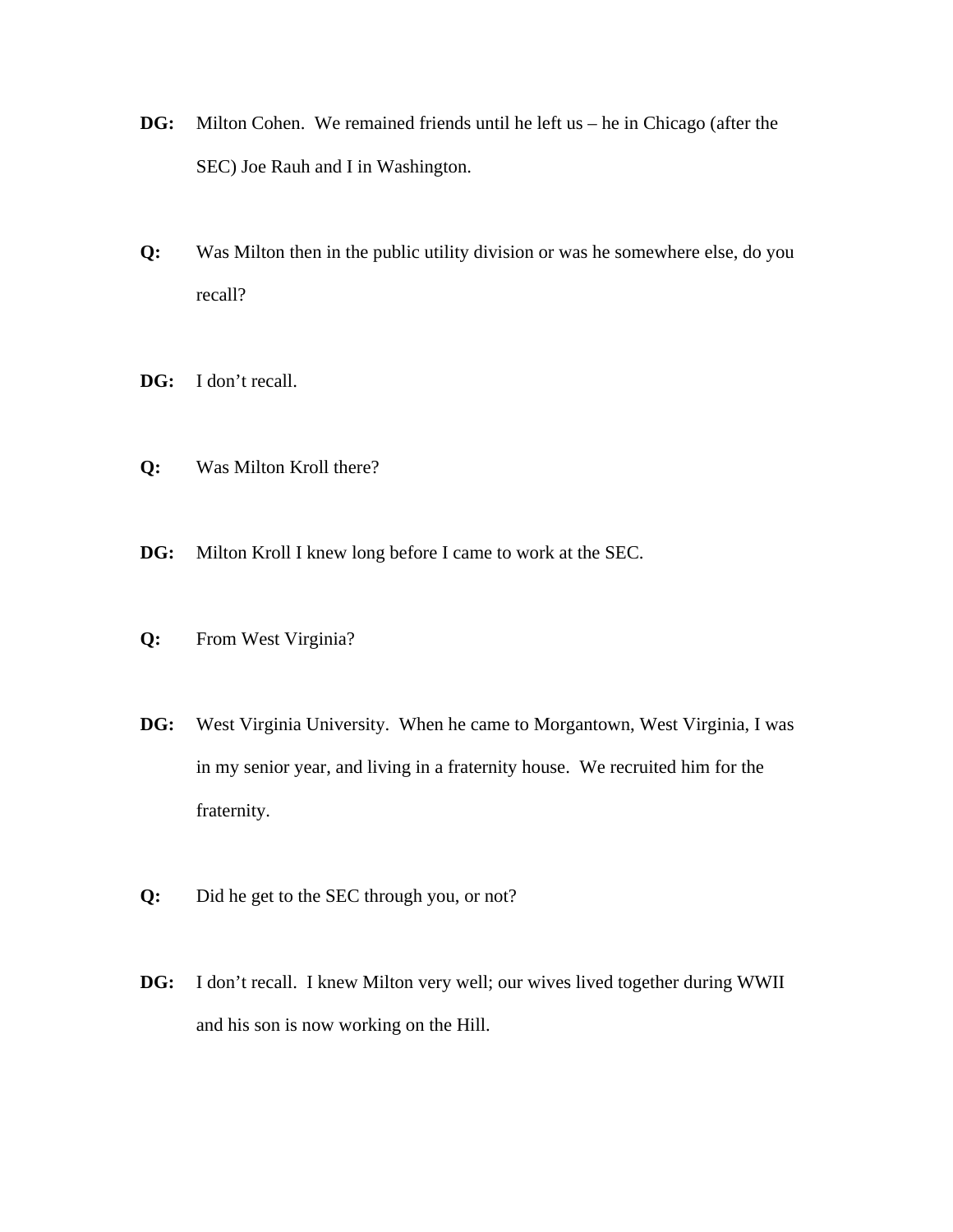**DG:** Milton Cohen. We remained friends until he left us – he in Chicago (after the SEC) Joe Rauh and I in Washington.

**Q:** Was Milton then in the public utility division or was he somewhere else, do you recall?

**DG:** I don't recall.

**Q:** Was Milton Kroll there?

**DG:** Milton Kroll I knew long before I came to work at the SEC.

**Q:** From West Virginia?

**DG:** West Virginia University. When he came to Morgantown, West Virginia, I was in my senior year, and living in a fraternity house. We recruited him for the fraternity.

**Q:** Did he get to the SEC through you, or not?

**DG:** I don't recall. I knew Milton very well; our wives lived together during WWII and his son is now working on the Hill.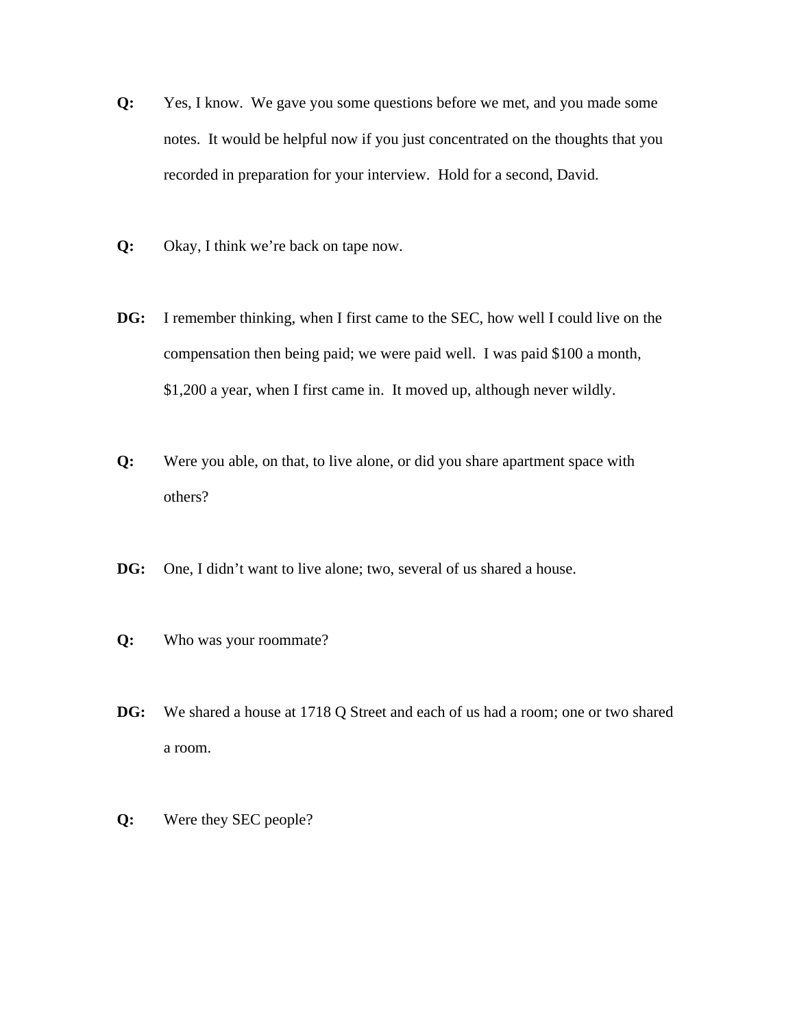**Q:** Yes, I know. We gave you some questions before we met, and you made some notes. It would be helpful now if you just concentrated on the thoughts that you recorded in preparation for your interview. Hold for a second, David.

**Q:** Okay, I think we're back on tape now.

**DG:** I remember thinking, when I first came to the SEC, how well I could live on the compensation then being paid; we were paid well. I was paid $100 a month, $1,200 a year, when I first came in. It moved up, although never wildly.

**Q:** Were you able, on that, to live alone, or did you share apartment space with others?

**DG:** One, I didn't want to live alone; two, several of us shared a house.

**Q:** Who was your roommate?

**DG:** We shared a house at 1718 Q Street and each of us had a room; one or two shared a room.

**Q:** Were they SEC people?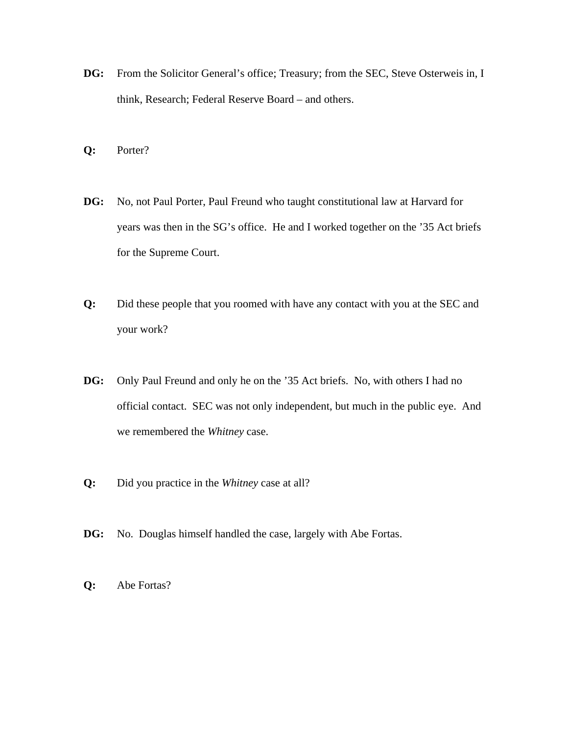**DG:** From the Solicitor General's office; Treasury; from the SEC, Steve Osterweis in, I think, Research; Federal Reserve Board – and others.

**Q:** Porter?

**DG:** No, not Paul Porter, Paul Freund who taught constitutional law at Harvard for years was then in the SG's office. He and I worked together on the '35 Act briefs for the Supreme Court.

**Q:** Did these people that you roomed with have any contact with you at the SEC and your work?

**DG:** Only Paul Freund and only he on the '35 Act briefs. No, with others I had no official contact. SEC was not only independent, but much in the public eye. And we remembered the *Whitney* case.

**Q:** Did you practice in the *Whitney* case at all?

**DG:** No. Douglas himself handled the case, largely with Abe Fortas.

**Q:** Abe Fortas?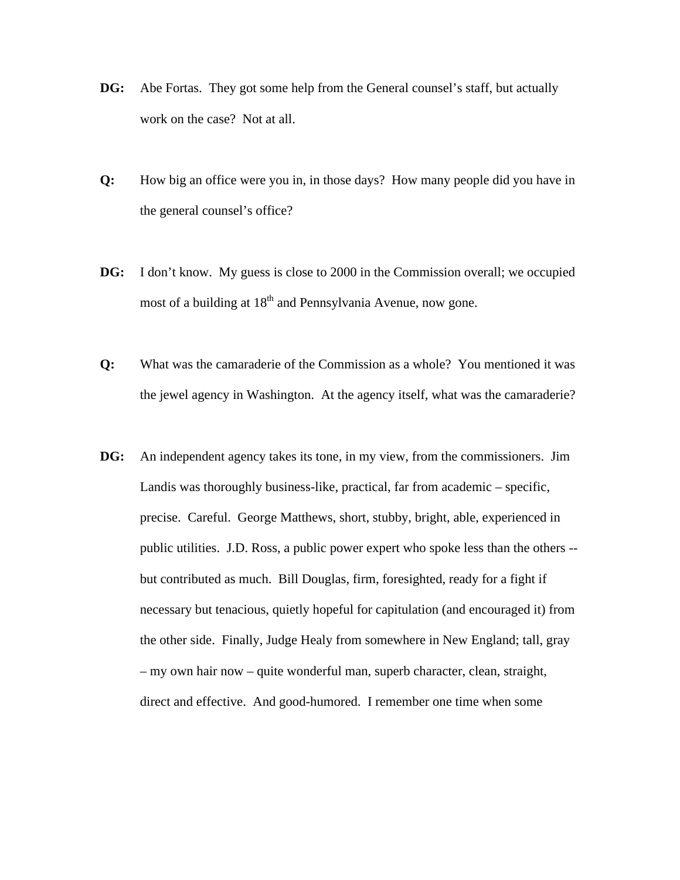**DG:** Abe Fortas. They got some help from the General counsel's staff, but actually work on the case? Not at all.

**Q:** How big an office were you in, in those days? How many people did you have in the general counsel's office?

**DG:** I don't know. My guess is close to 2000 in the Commission overall; we occupied most of a building at 18th and Pennsylvania Avenue, now gone.

**Q:** What was the camaraderie of the Commission as a whole? You mentioned it was the jewel agency in Washington. At the agency itself, what was the camaraderie?

**DG:** An independent agency takes its tone, in my view, from the commissioners. Jim Landis was thoroughly business-like, practical, far from academic – specific, precise. Careful. George Matthews, short, stubby, bright, able, experienced in public utilities. J.D. Ross, a public power expert who spoke less than the others -- but contributed as much. Bill Douglas, firm, foresighted, ready for a fight if necessary but tenacious, quietly hopeful for capitulation (and encouraged it) from the other side. Finally, Judge Healy from somewhere in New England; tall, gray – my own hair now – quite wonderful man, superb character, clean, straight, direct and effective. And good-humored. I remember one time when some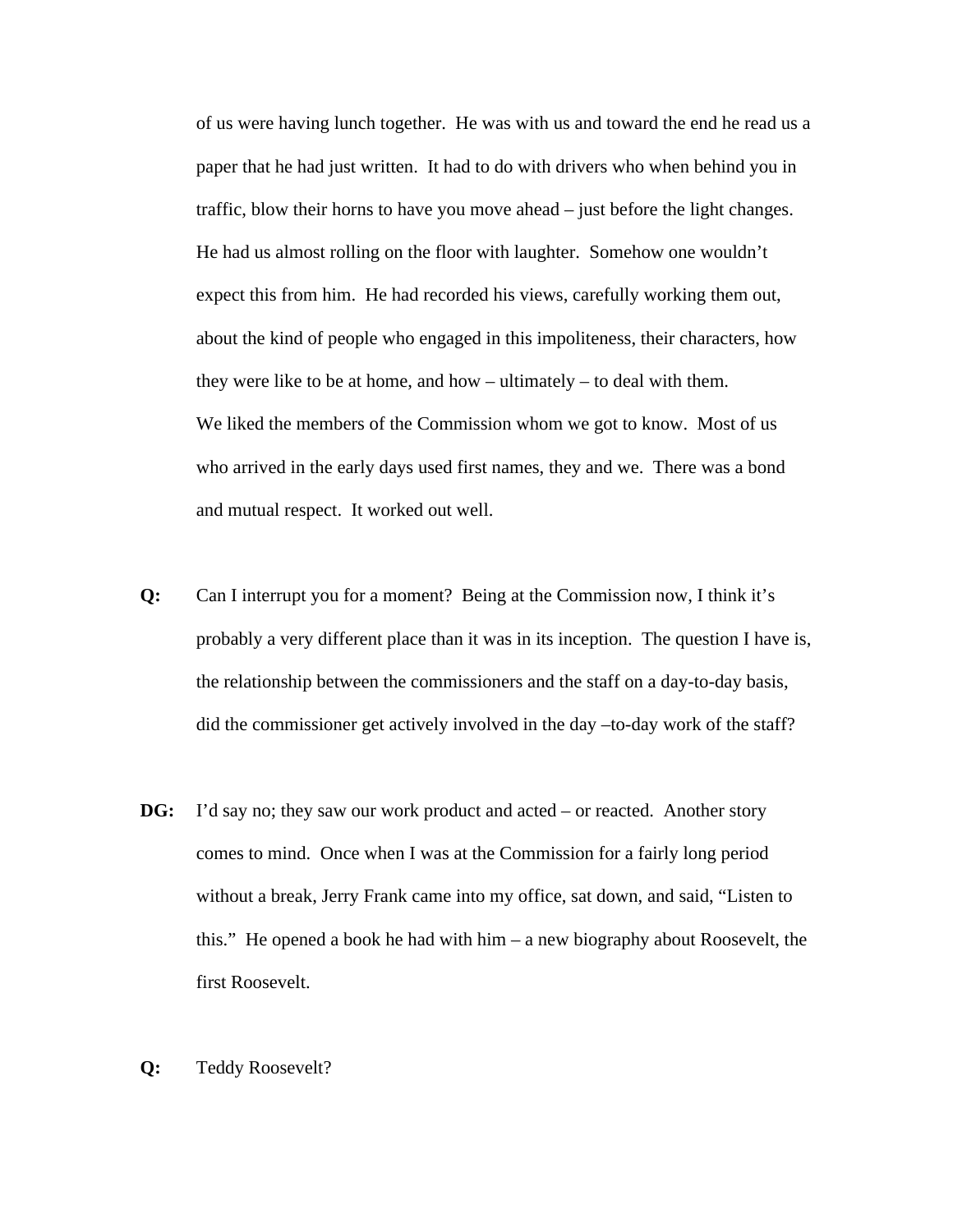of us were having lunch together. He was with us and toward the end he read us a paper that he had just written. It had to do with drivers who when behind you in traffic, blow their horns to have you move ahead – just before the light changes. He had us almost rolling on the floor with laughter. Somehow one wouldn't expect this from him. He had recorded his views, carefully working them out, about the kind of people who engaged in this impoliteness, their characters, how they were like to be at home, and how – ultimately – to deal with them.

We liked the members of the Commission whom we got to know. Most of us who arrived in the early days used first names, they and we. There was a bond and mutual respect. It worked out well.

**Q:** Can I interrupt you for a moment? Being at the Commission now, I think it's probably a very different place than it was in its inception. The question I have is, the relationship between the commissioners and the staff on a day-to-day basis, did the commissioner get actively involved in the day –to-day work of the staff?

**DG:** I'd say no; they saw our work product and acted – or reacted. Another story comes to mind. Once when I was at the Commission for a fairly long period without a break, Jerry Frank came into my office, sat down, and said, "Listen to this." He opened a book he had with him – a new biography about Roosevelt, the first Roosevelt.

**Q:** Teddy Roosevelt?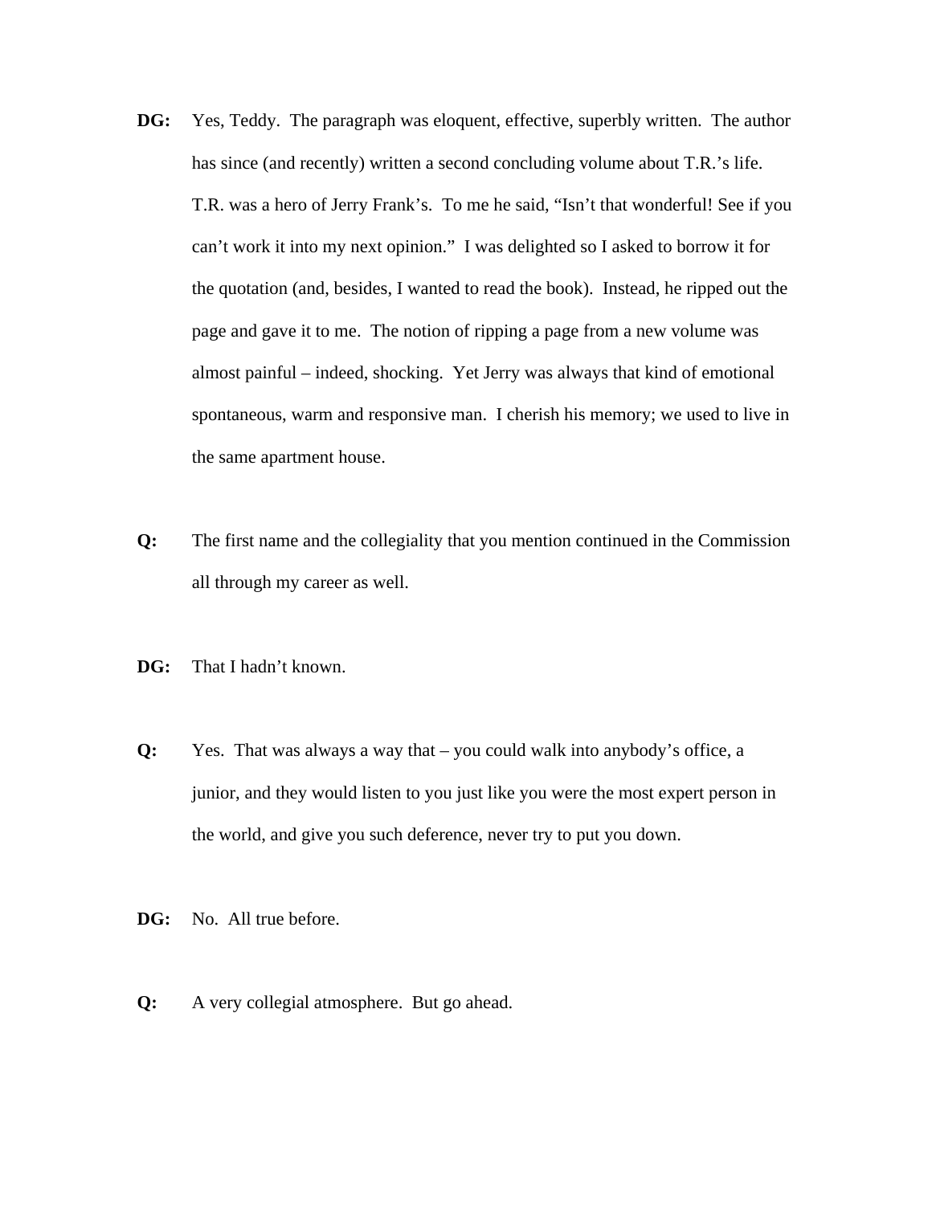**DG:** Yes, Teddy. The paragraph was eloquent, effective, superbly written. The author has since (and recently) written a second concluding volume about T.R.'s life. T.R. was a hero of Jerry Frank's. To me he said, "Isn't that wonderful! See if you can't work it into my next opinion." I was delighted so I asked to borrow it for the quotation (and, besides, I wanted to read the book). Instead, he ripped out the page and gave it to me. The notion of ripping a page from a new volume was almost painful – indeed, shocking. Yet Jerry was always that kind of emotional spontaneous, warm and responsive man. I cherish his memory; we used to live in the same apartment house.

**Q:** The first name and the collegiality that you mention continued in the Commission all through my career as well.

**DG:** That I hadn't known.

**Q:** Yes. That was always a way that – you could walk into anybody's office, a junior, and they would listen to you just like you were the most expert person in the world, and give you such deference, never try to put you down.

**DG:** No. All true before.

**Q:** A very collegial atmosphere. But go ahead.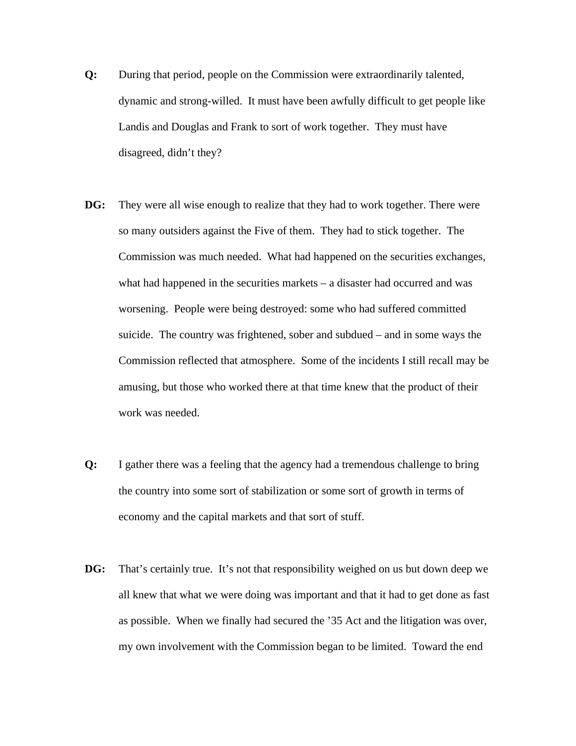**Q:** During that period, people on the Commission were extraordinarily talented, dynamic and strong-willed. It must have been awfully difficult to get people like Landis and Douglas and Frank to sort of work together. They must have disagreed, didn't they?

**DG:** They were all wise enough to realize that they had to work together. There were so many outsiders against the Five of them. They had to stick together. The Commission was much needed. What had happened on the securities exchanges, what had happened in the securities markets – a disaster had occurred and was worsening. People were being destroyed: some who had suffered committed suicide. The country was frightened, sober and subdued – and in some ways the Commission reflected that atmosphere. Some of the incidents I still recall may be amusing, but those who worked there at that time knew that the product of their work was needed.

**Q:** I gather there was a feeling that the agency had a tremendous challenge to bring the country into some sort of stabilization or some sort of growth in terms of economy and the capital markets and that sort of stuff.

**DG:** That's certainly true. It's not that responsibility weighed on us but down deep we all knew that what we were doing was important and that it had to get done as fast as possible. When we finally had secured the '35 Act and the litigation was over, my own involvement with the Commission began to be limited. Toward the end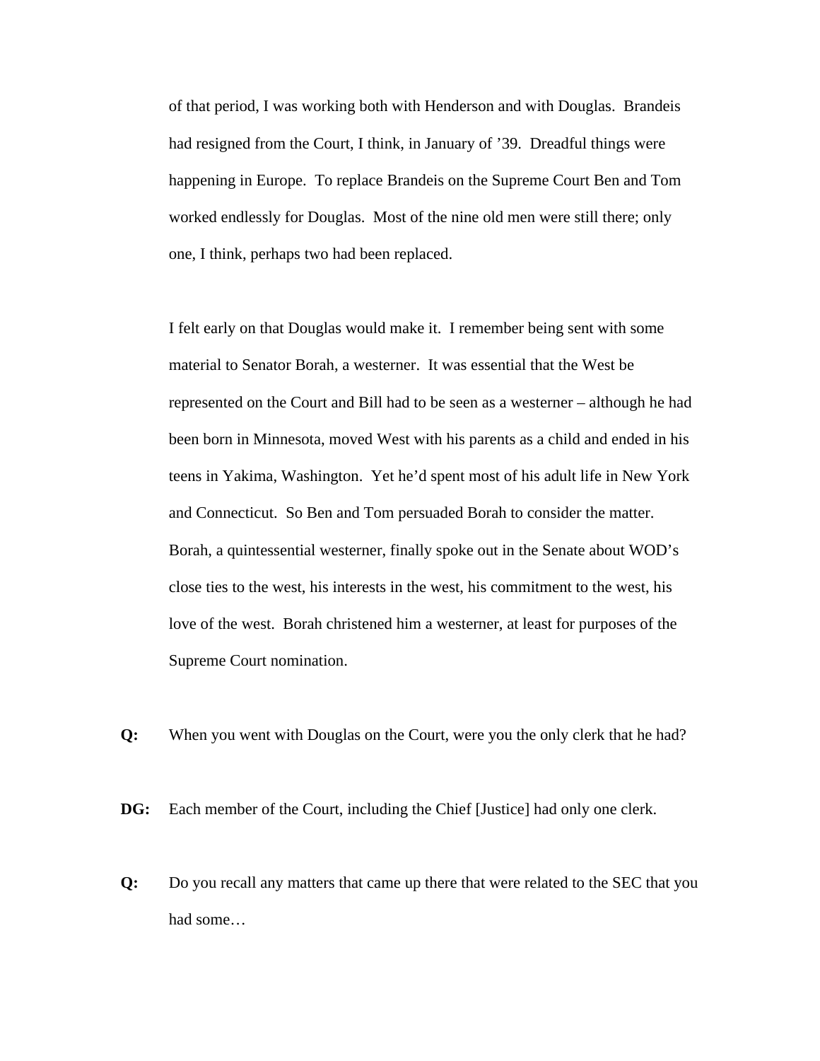of that period, I was working both with Henderson and with Douglas. Brandeis had resigned from the Court, I think, in January of '39. Dreadful things were happening in Europe. To replace Brandeis on the Supreme Court Ben and Tom worked endlessly for Douglas. Most of the nine old men were still there; only one, I think, perhaps two had been replaced.

I felt early on that Douglas would make it. I remember being sent with some material to Senator Borah, a westerner. It was essential that the West be represented on the Court and Bill had to be seen as a westerner – although he had been born in Minnesota, moved West with his parents as a child and ended in his teens in Yakima, Washington. Yet he'd spent most of his adult life in New York and Connecticut. So Ben and Tom persuaded Borah to consider the matter. Borah, a quintessential westerner, finally spoke out in the Senate about WOD's close ties to the west, his interests in the west, his commitment to the west, his love of the west. Borah christened him a westerner, at least for purposes of the Supreme Court nomination.

**Q:** When you went with Douglas on the Court, were you the only clerk that he had?

**DG:** Each member of the Court, including the Chief [Justice] had only one clerk.

**Q:** Do you recall any matters that came up there that were related to the SEC that you had some…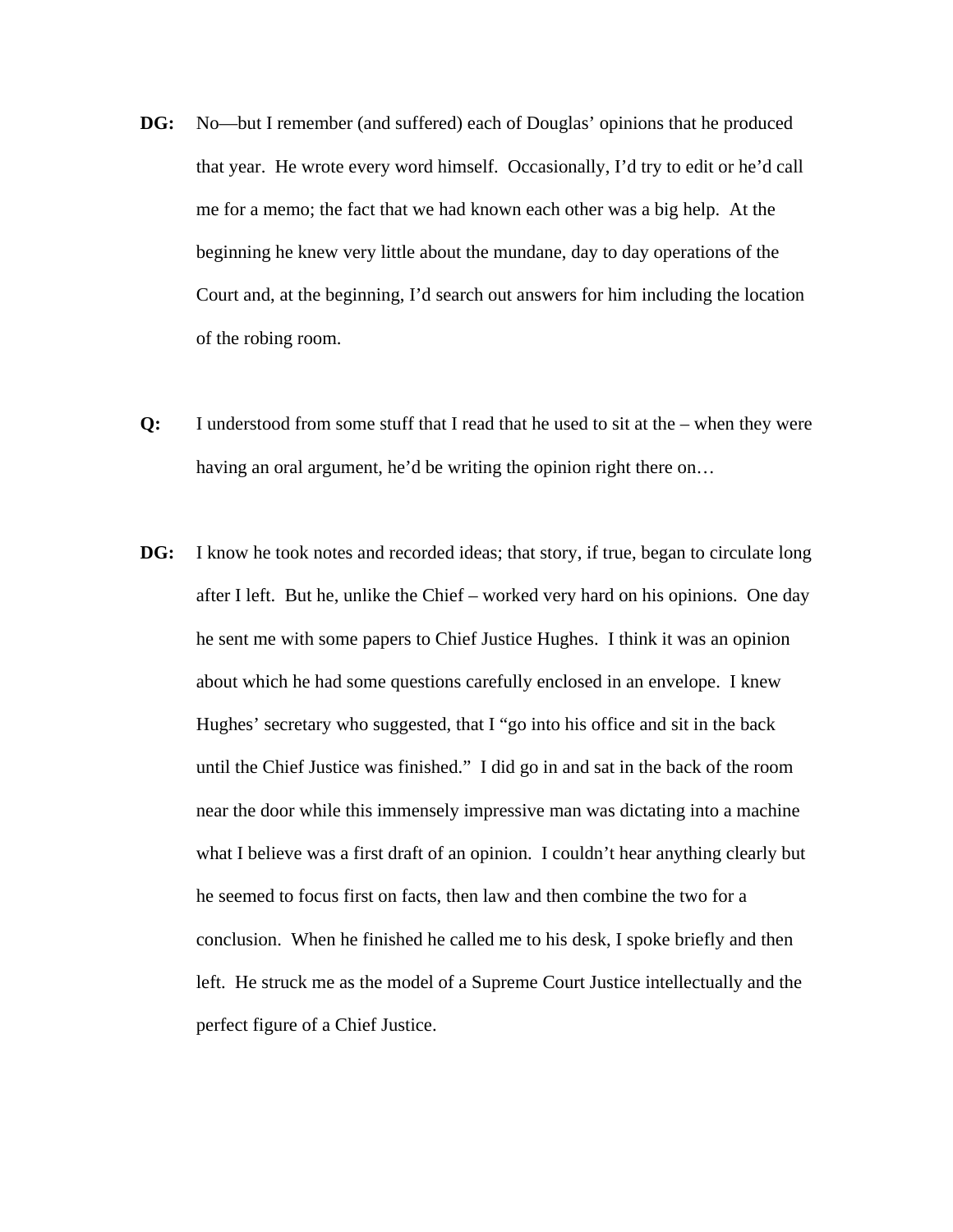**DG:** No—but I remember (and suffered) each of Douglas' opinions that he produced that year. He wrote every word himself. Occasionally, I'd try to edit or he'd call me for a memo; the fact that we had known each other was a big help. At the beginning he knew very little about the mundane, day to day operations of the Court and, at the beginning, I'd search out answers for him including the location of the robing room.

**Q:** I understood from some stuff that I read that he used to sit at the – when they were having an oral argument, he'd be writing the opinion right there on…

**DG:** I know he took notes and recorded ideas; that story, if true, began to circulate long after I left. But he, unlike the Chief – worked very hard on his opinions. One day he sent me with some papers to Chief Justice Hughes. I think it was an opinion about which he had some questions carefully enclosed in an envelope. I knew Hughes' secretary who suggested, that I "go into his office and sit in the back until the Chief Justice was finished." I did go in and sat in the back of the room near the door while this immensely impressive man was dictating into a machine what I believe was a first draft of an opinion. I couldn't hear anything clearly but he seemed to focus first on facts, then law and then combine the two for a conclusion. When he finished he called me to his desk, I spoke briefly and then left. He struck me as the model of a Supreme Court Justice intellectually and the perfect figure of a Chief Justice.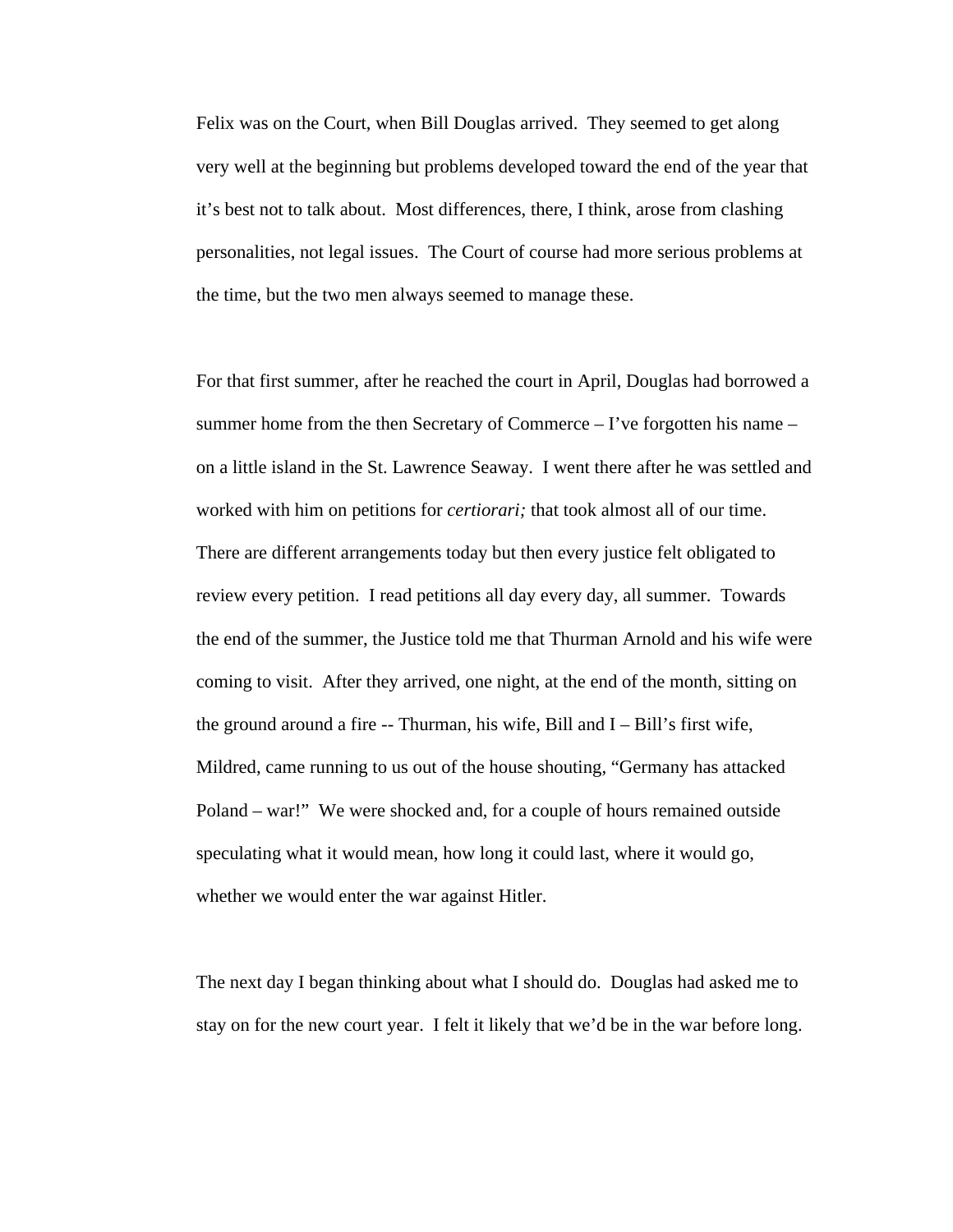Felix was on the Court, when Bill Douglas arrived. They seemed to get along very well at the beginning but problems developed toward the end of the year that it's best not to talk about. Most differences, there, I think, arose from clashing personalities, not legal issues. The Court of course had more serious problems at the time, but the two men always seemed to manage these.

For that first summer, after he reached the court in April, Douglas had borrowed a summer home from the then Secretary of Commerce – I've forgotten his name – on a little island in the St. Lawrence Seaway. I went there after he was settled and worked with him on petitions for *certiorari;* that took almost all of our time. There are different arrangements today but then every justice felt obligated to review every petition. I read petitions all day every day, all summer. Towards the end of the summer, the Justice told me that Thurman Arnold and his wife were coming to visit. After they arrived, one night, at the end of the month, sitting on the ground around a fire -- Thurman, his wife, Bill and I – Bill's first wife, Mildred, came running to us out of the house shouting, "Germany has attacked Poland – war!" We were shocked and, for a couple of hours remained outside speculating what it would mean, how long it could last, where it would go, whether we would enter the war against Hitler.

The next day I began thinking about what I should do. Douglas had asked me to stay on for the new court year. I felt it likely that we'd be in the war before long.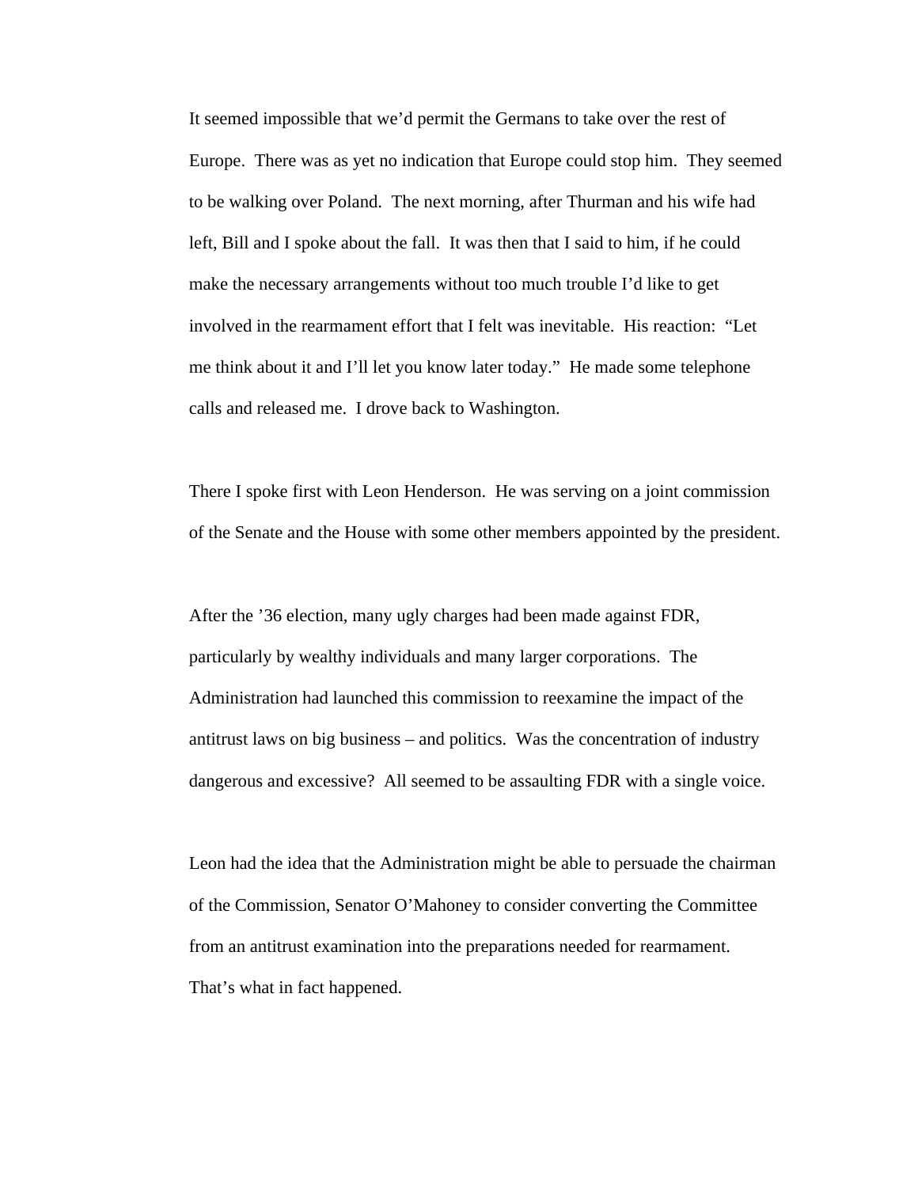It seemed impossible that we'd permit the Germans to take over the rest of Europe. There was as yet no indication that Europe could stop him. They seemed to be walking over Poland. The next morning, after Thurman and his wife had left, Bill and I spoke about the fall. It was then that I said to him, if he could make the necessary arrangements without too much trouble I'd like to get involved in the rearmament effort that I felt was inevitable. His reaction: "Let me think about it and I'll let you know later today." He made some telephone calls and released me. I drove back to Washington.

There I spoke first with Leon Henderson. He was serving on a joint commission of the Senate and the House with some other members appointed by the president.

After the '36 election, many ugly charges had been made against FDR, particularly by wealthy individuals and many larger corporations. The Administration had launched this commission to reexamine the impact of the antitrust laws on big business – and politics. Was the concentration of industry dangerous and excessive? All seemed to be assaulting FDR with a single voice.

Leon had the idea that the Administration might be able to persuade the chairman of the Commission, Senator O'Mahoney to consider converting the Committee from an antitrust examination into the preparations needed for rearmament. That's what in fact happened.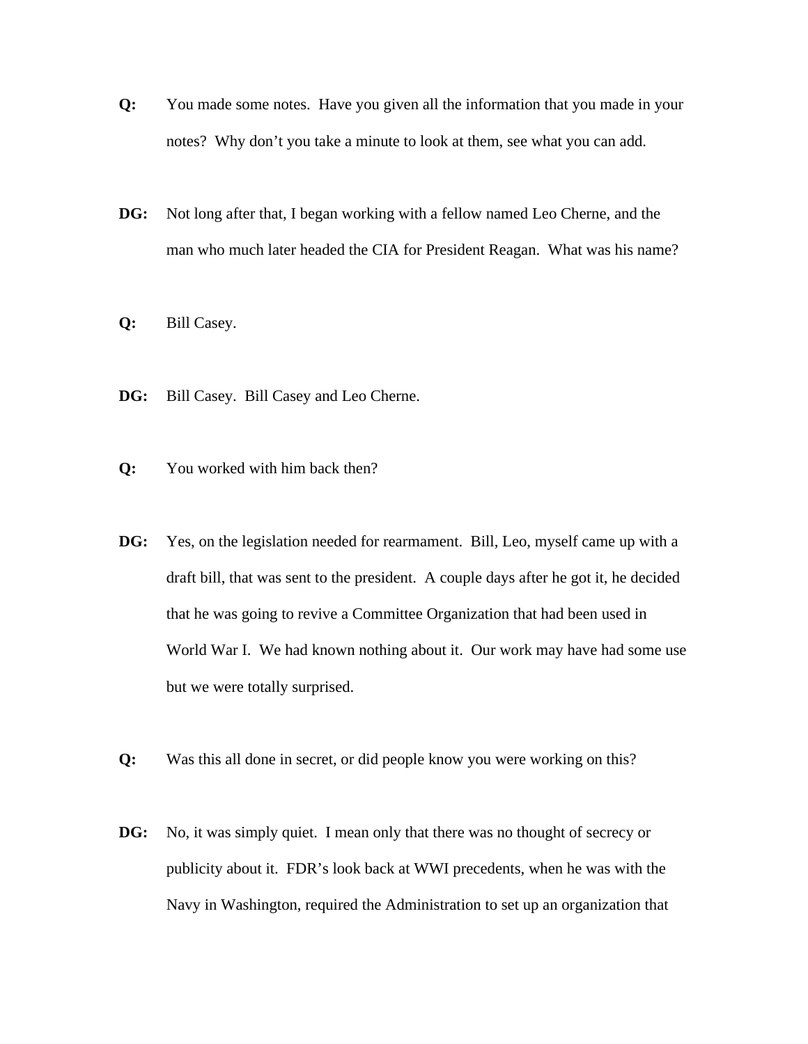**Q:** You made some notes. Have you given all the information that you made in your notes? Why don't you take a minute to look at them, see what you can add.

**DG:** Not long after that, I began working with a fellow named Leo Cherne, and the man who much later headed the CIA for President Reagan. What was his name?

**Q:** Bill Casey.

**DG:** Bill Casey. Bill Casey and Leo Cherne.

**Q:** You worked with him back then?

**DG:** Yes, on the legislation needed for rearmament. Bill, Leo, myself came up with a draft bill, that was sent to the president. A couple days after he got it, he decided that he was going to revive a Committee Organization that had been used in World War I. We had known nothing about it. Our work may have had some use but we were totally surprised.

**Q:** Was this all done in secret, or did people know you were working on this?

**DG:** No, it was simply quiet. I mean only that there was no thought of secrecy or publicity about it. FDR's look back at WWI precedents, when he was with the Navy in Washington, required the Administration to set up an organization that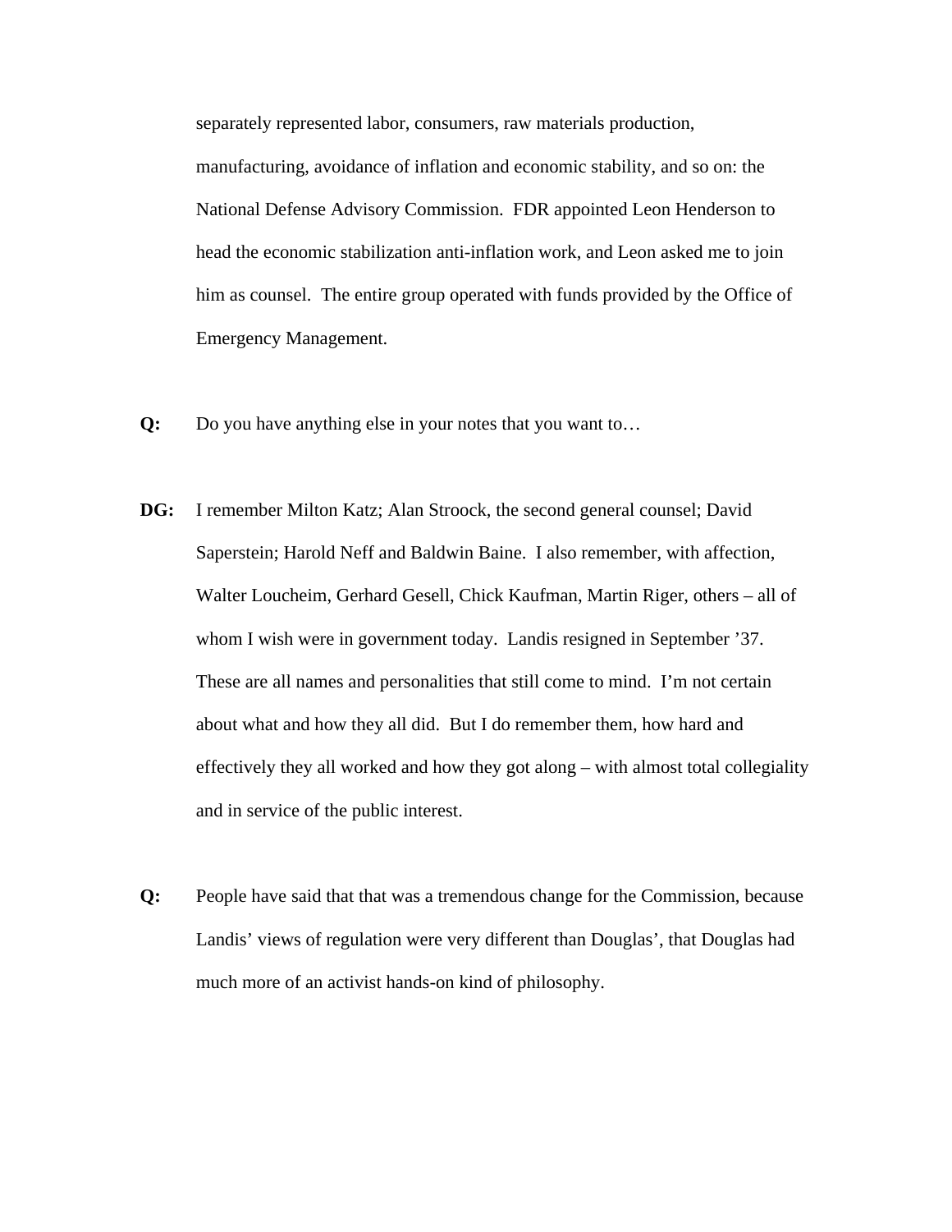separately represented labor, consumers, raw materials production, manufacturing, avoidance of inflation and economic stability, and so on: the National Defense Advisory Commission. FDR appointed Leon Henderson to head the economic stabilization anti-inflation work, and Leon asked me to join him as counsel. The entire group operated with funds provided by the Office of Emergency Management.

**Q:** Do you have anything else in your notes that you want to…

**DG:** I remember Milton Katz; Alan Stroock, the second general counsel; David Saperstein; Harold Neff and Baldwin Baine. I also remember, with affection, Walter Loucheim, Gerhard Gesell, Chick Kaufman, Martin Riger, others – all of whom I wish were in government today. Landis resigned in September '37. These are all names and personalities that still come to mind. I'm not certain about what and how they all did. But I do remember them, how hard and effectively they all worked and how they got along – with almost total collegiality and in service of the public interest.

**Q:** People have said that that was a tremendous change for the Commission, because Landis' views of regulation were very different than Douglas', that Douglas had much more of an activist hands-on kind of philosophy.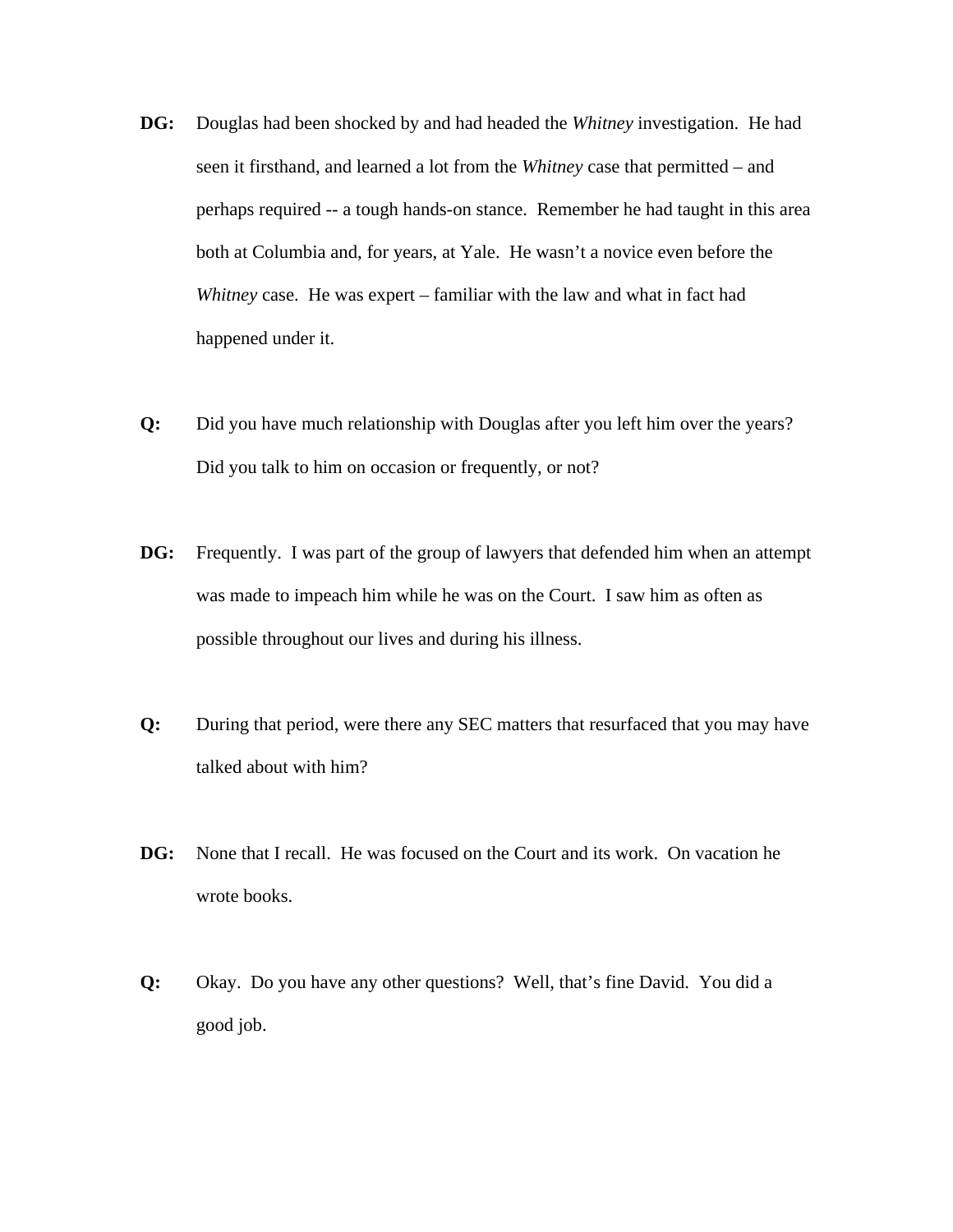**DG:** Douglas had been shocked by and had headed the *Whitney* investigation. He had seen it firsthand, and learned a lot from the *Whitney* case that permitted – and perhaps required -- a tough hands-on stance. Remember he had taught in this area both at Columbia and, for years, at Yale. He wasn't a novice even before the *Whitney* case. He was expert – familiar with the law and what in fact had happened under it.

**Q:** Did you have much relationship with Douglas after you left him over the years? Did you talk to him on occasion or frequently, or not?

**DG:** Frequently. I was part of the group of lawyers that defended him when an attempt was made to impeach him while he was on the Court. I saw him as often as possible throughout our lives and during his illness.

**Q:** During that period, were there any SEC matters that resurfaced that you may have talked about with him?

**DG:** None that I recall. He was focused on the Court and its work. On vacation he wrote books.

**Q:** Okay. Do you have any other questions? Well, that's fine David. You did a good job.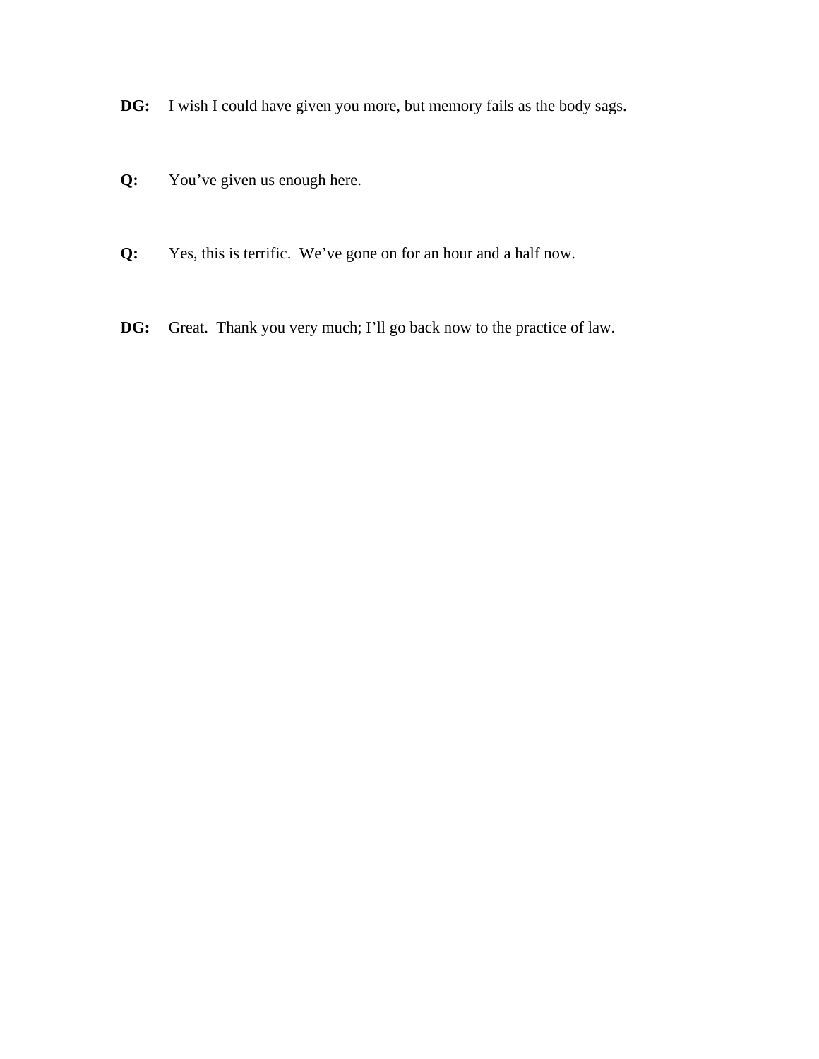**DG:** I wish I could have given you more, but memory fails as the body sags.

**Q:** You’ve given us enough here.

**Q:** Yes, this is terrific.  We’ve gone on for an hour and a half now.

**DG:** Great.  Thank you very much; I’ll go back now to the practice of law.